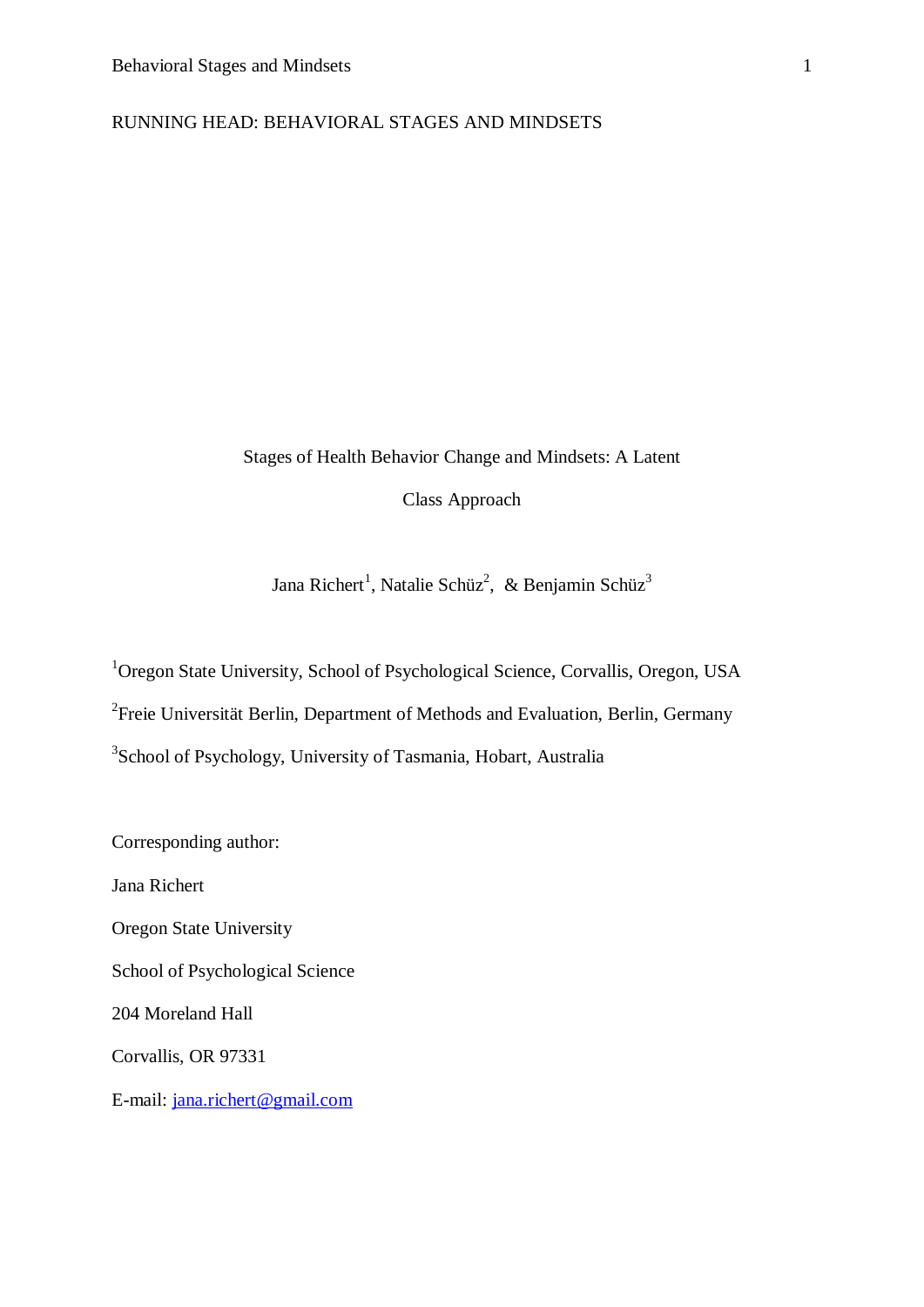RUNNING HEAD: BEHAVIORAL STAGES AND MINDSETS

# Stages of Health Behavior Change and Mindsets: A Latent Class Approach

Jana Richert[1], Natalie Schüz[2], & Benjamin Schüz[3]

[1]Oregon State University, School of Psychological Science, Corvallis, Oregon, USA

[2]Freie Universität Berlin, Department of Methods and Evaluation, Berlin, Germany

[3]School of Psychology, University of Tasmania, Hobart, Australia

Corresponding author:

Jana Richert

Oregon State University

School of Psychological Science

204 Moreland Hall

Corvallis, OR 97331

E-mail: jana.richert@gmail.com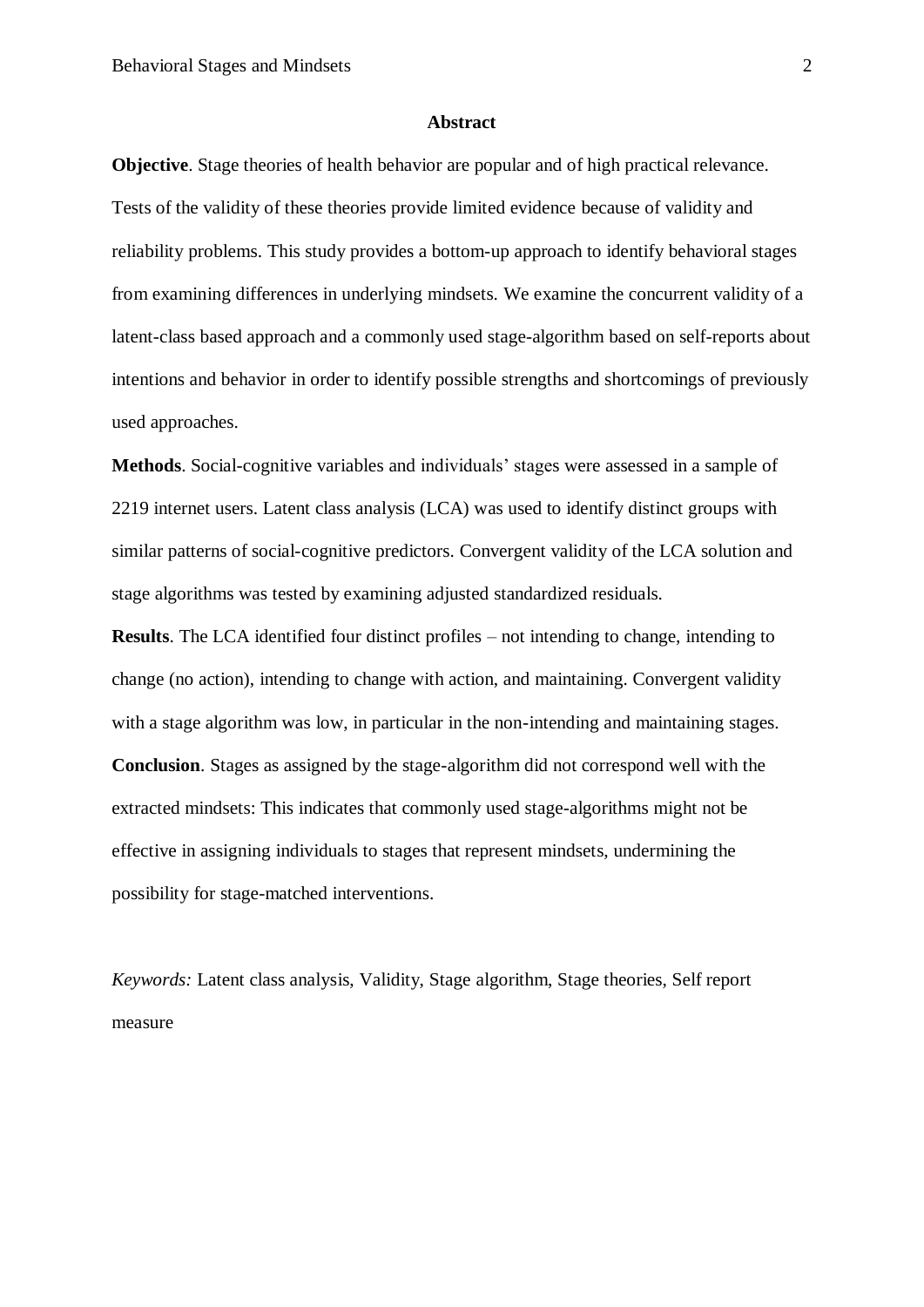## Abstract

**Objective**. Stage theories of health behavior are popular and of high practical relevance. Tests of the validity of these theories provide limited evidence because of validity and reliability problems. This study provides a bottom-up approach to identify behavioral stages from examining differences in underlying mindsets. We examine the concurrent validity of a latent-class based approach and a commonly used stage-algorithm based on self-reports about intentions and behavior in order to identify possible strengths and shortcomings of previously used approaches.

**Methods**. Social-cognitive variables and individuals' stages were assessed in a sample of 2219 internet users. Latent class analysis (LCA) was used to identify distinct groups with similar patterns of social-cognitive predictors. Convergent validity of the LCA solution and stage algorithms was tested by examining adjusted standardized residuals.

**Results**. The LCA identified four distinct profiles – not intending to change, intending to change (no action), intending to change with action, and maintaining. Convergent validity with a stage algorithm was low, in particular in the non-intending and maintaining stages.

**Conclusion**. Stages as assigned by the stage-algorithm did not correspond well with the extracted mindsets: This indicates that commonly used stage-algorithms might not be effective in assigning individuals to stages that represent mindsets, undermining the possibility for stage-matched interventions.

*Keywords:* Latent class analysis, Validity, Stage algorithm, Stage theories, Self report measure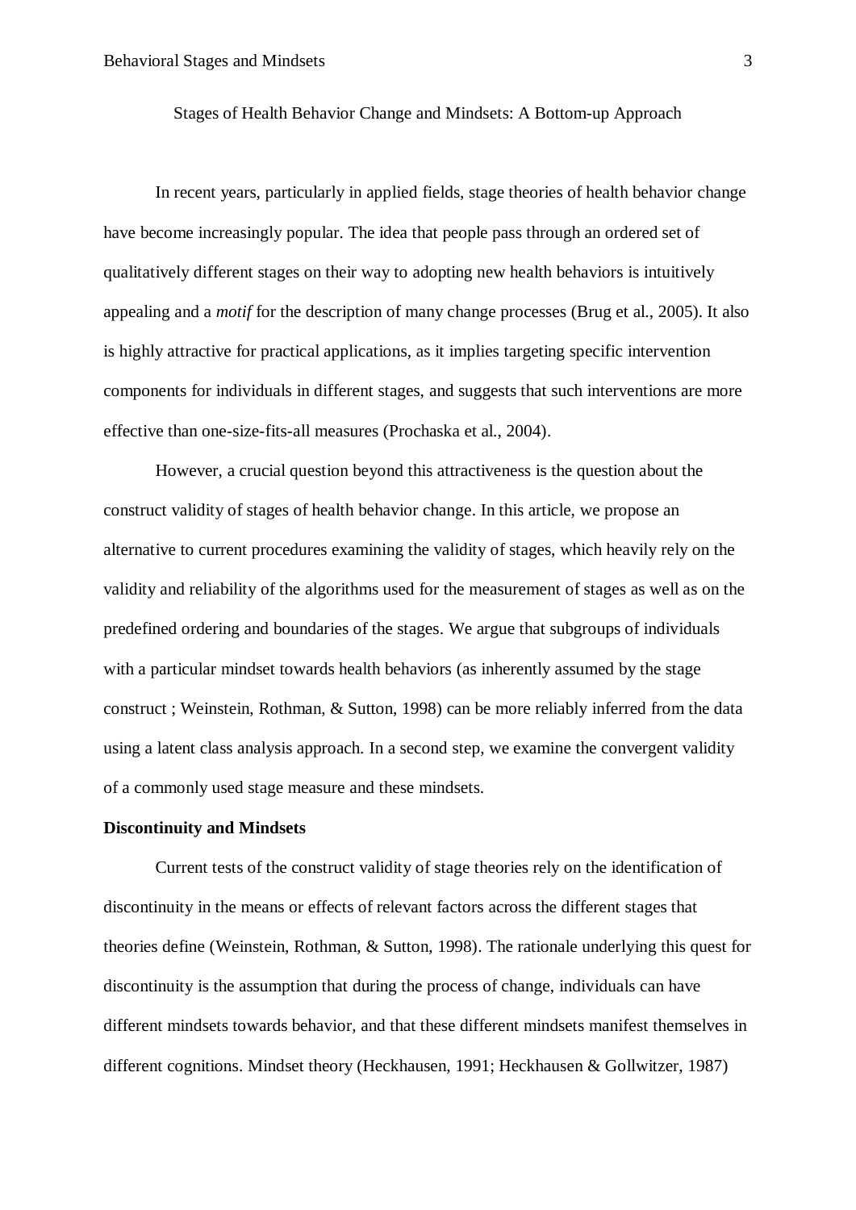Stages of Health Behavior Change and Mindsets: A Bottom-up Approach

In recent years, particularly in applied fields, stage theories of health behavior change have become increasingly popular. The idea that people pass through an ordered set of qualitatively different stages on their way to adopting new health behaviors is intuitively appealing and a *motif* for the description of many change processes (Brug et al., 2005). It also is highly attractive for practical applications, as it implies targeting specific intervention components for individuals in different stages, and suggests that such interventions are more effective than one-size-fits-all measures (Prochaska et al., 2004).

However, a crucial question beyond this attractiveness is the question about the construct validity of stages of health behavior change. In this article, we propose an alternative to current procedures examining the validity of stages, which heavily rely on the validity and reliability of the algorithms used for the measurement of stages as well as on the predefined ordering and boundaries of the stages. We argue that subgroups of individuals with a particular mindset towards health behaviors (as inherently assumed by the stage construct ; Weinstein, Rothman, & Sutton, 1998) can be more reliably inferred from the data using a latent class analysis approach. In a second step, we examine the convergent validity of a commonly used stage measure and these mindsets.

**Discontinuity and Mindsets**

Current tests of the construct validity of stage theories rely on the identification of discontinuity in the means or effects of relevant factors across the different stages that theories define (Weinstein, Rothman, & Sutton, 1998). The rationale underlying this quest for discontinuity is the assumption that during the process of change, individuals can have different mindsets towards behavior, and that these different mindsets manifest themselves in different cognitions. Mindset theory (Heckhausen, 1991; Heckhausen & Gollwitzer, 1987)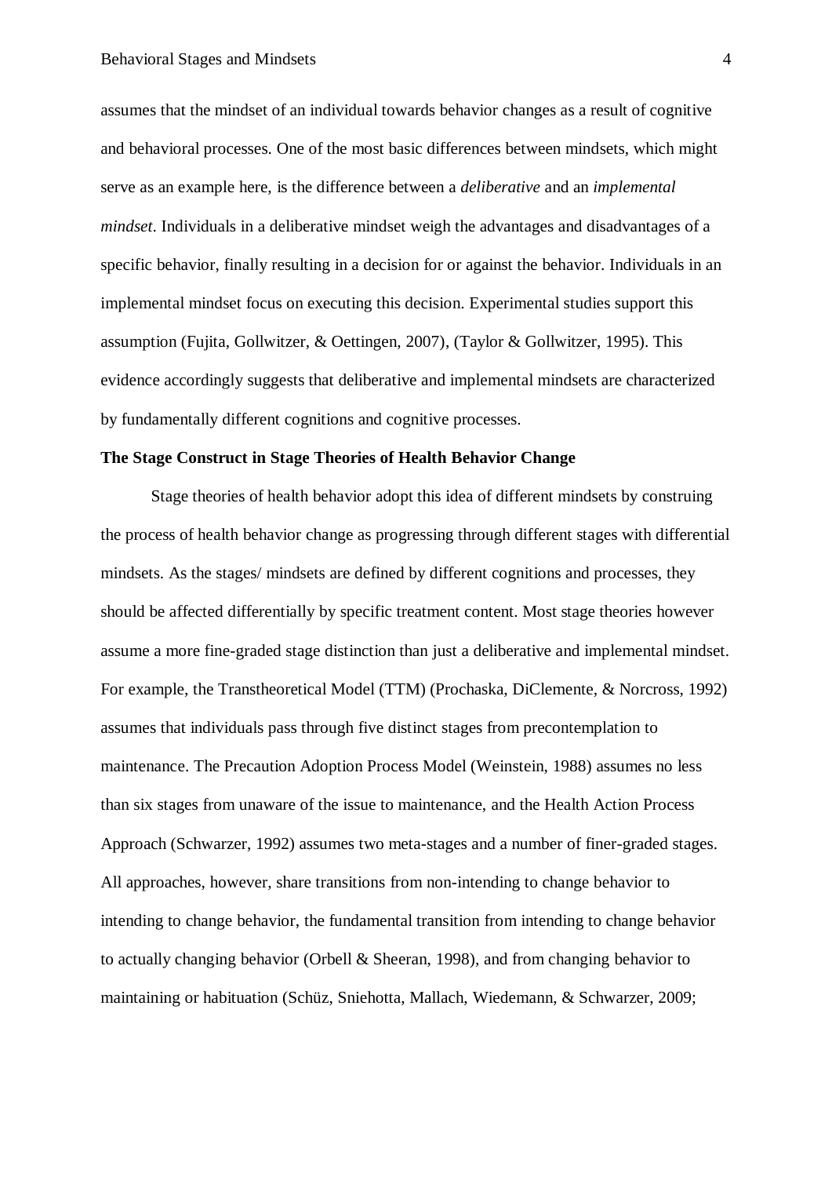assumes that the mindset of an individual towards behavior changes as a result of cognitive and behavioral processes. One of the most basic differences between mindsets, which might serve as an example here, is the difference between a *deliberative* and an *implemental mindset*. Individuals in a deliberative mindset weigh the advantages and disadvantages of a specific behavior, finally resulting in a decision for or against the behavior. Individuals in an implemental mindset focus on executing this decision. Experimental studies support this assumption (Fujita, Gollwitzer, & Oettingen, 2007), (Taylor & Gollwitzer, 1995). This evidence accordingly suggests that deliberative and implemental mindsets are characterized by fundamentally different cognitions and cognitive processes.

**The Stage Construct in Stage Theories of Health Behavior Change**

Stage theories of health behavior adopt this idea of different mindsets by construing the process of health behavior change as progressing through different stages with differential mindsets. As the stages/ mindsets are defined by different cognitions and processes, they should be affected differentially by specific treatment content. Most stage theories however assume a more fine-graded stage distinction than just a deliberative and implemental mindset. For example, the Transtheoretical Model (TTM) (Prochaska, DiClemente, & Norcross, 1992) assumes that individuals pass through five distinct stages from precontemplation to maintenance. The Precaution Adoption Process Model (Weinstein, 1988) assumes no less than six stages from unaware of the issue to maintenance, and the Health Action Process Approach (Schwarzer, 1992) assumes two meta-stages and a number of finer-graded stages. All approaches, however, share transitions from non-intending to change behavior to intending to change behavior, the fundamental transition from intending to change behavior to actually changing behavior (Orbell & Sheeran, 1998), and from changing behavior to maintaining or habituation (Schüz, Sniehotta, Mallach, Wiedemann, & Schwarzer, 2009;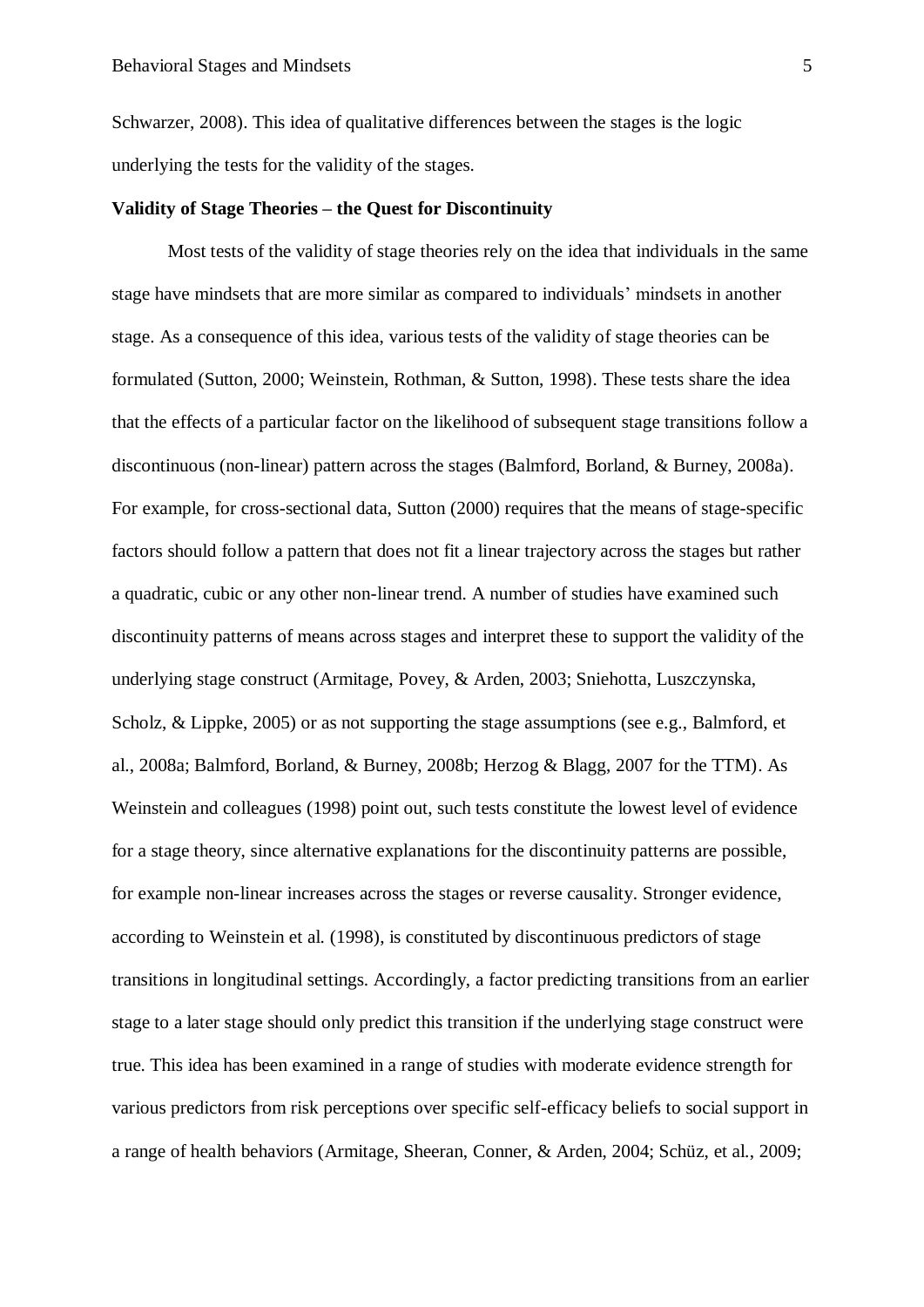Schwarzer, 2008). This idea of qualitative differences between the stages is the logic underlying the tests for the validity of the stages.

**Validity of Stage Theories – the Quest for Discontinuity**

Most tests of the validity of stage theories rely on the idea that individuals in the same stage have mindsets that are more similar as compared to individuals' mindsets in another stage. As a consequence of this idea, various tests of the validity of stage theories can be formulated (Sutton, 2000; Weinstein, Rothman, & Sutton, 1998). These tests share the idea that the effects of a particular factor on the likelihood of subsequent stage transitions follow a discontinuous (non-linear) pattern across the stages (Balmford, Borland, & Burney, 2008a). For example, for cross-sectional data, Sutton (2000) requires that the means of stage-specific factors should follow a pattern that does not fit a linear trajectory across the stages but rather a quadratic, cubic or any other non-linear trend. A number of studies have examined such discontinuity patterns of means across stages and interpret these to support the validity of the underlying stage construct (Armitage, Povey, & Arden, 2003; Sniehotta, Luszczynska, Scholz, & Lippke, 2005) or as not supporting the stage assumptions (see e.g., Balmford, et al., 2008a; Balmford, Borland, & Burney, 2008b; Herzog & Blagg, 2007 for the TTM). As Weinstein and colleagues (1998) point out, such tests constitute the lowest level of evidence for a stage theory, since alternative explanations for the discontinuity patterns are possible, for example non-linear increases across the stages or reverse causality. Stronger evidence, according to Weinstein et al. (1998), is constituted by discontinuous predictors of stage transitions in longitudinal settings. Accordingly, a factor predicting transitions from an earlier stage to a later stage should only predict this transition if the underlying stage construct were true. This idea has been examined in a range of studies with moderate evidence strength for various predictors from risk perceptions over specific self-efficacy beliefs to social support in a range of health behaviors (Armitage, Sheeran, Conner, & Arden, 2004; Schüz, et al., 2009;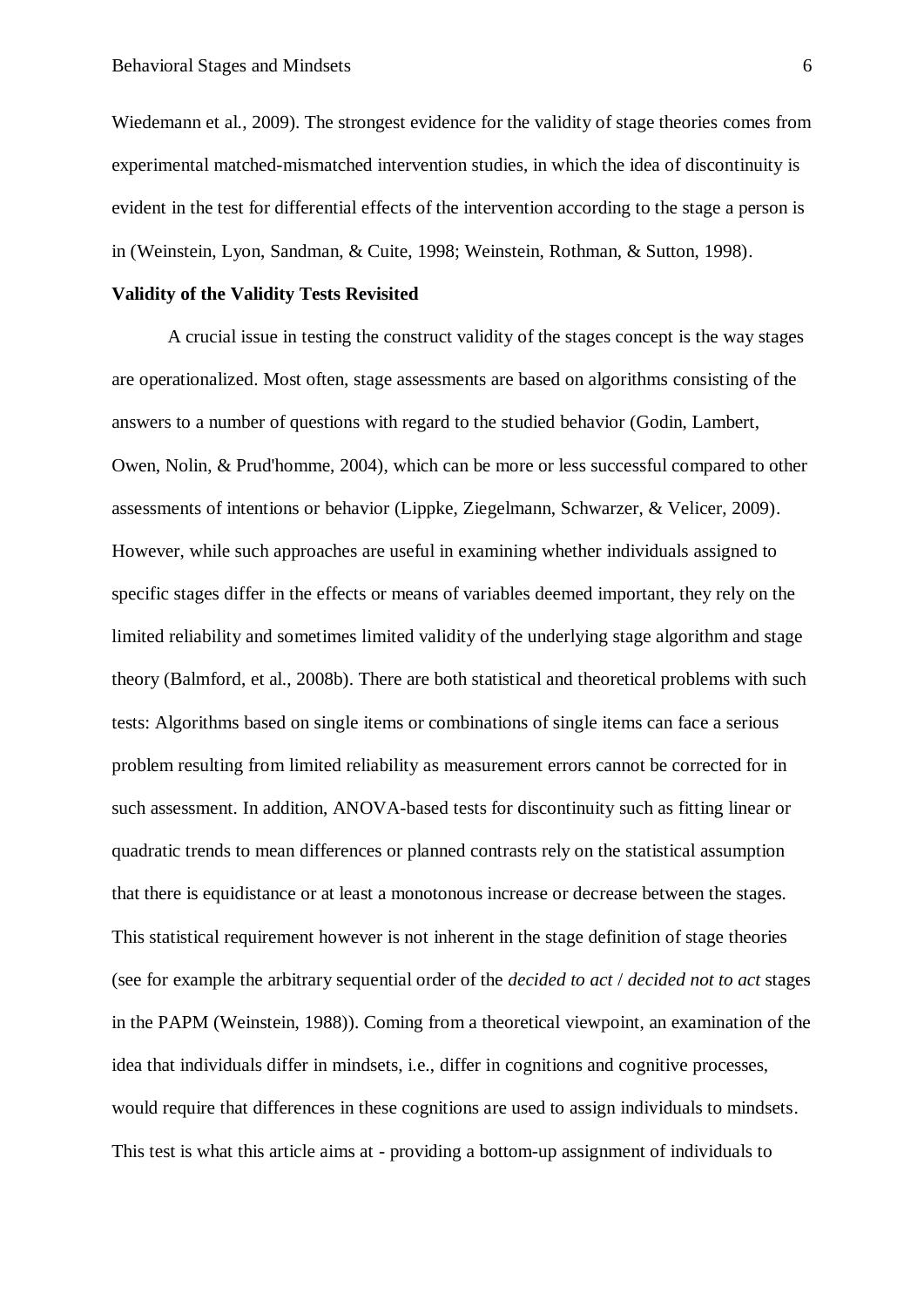Wiedemann et al., 2009). The strongest evidence for the validity of stage theories comes from experimental matched-mismatched intervention studies, in which the idea of discontinuity is evident in the test for differential effects of the intervention according to the stage a person is in (Weinstein, Lyon, Sandman, & Cuite, 1998; Weinstein, Rothman, & Sutton, 1998).

**Validity of the Validity Tests Revisited**

A crucial issue in testing the construct validity of the stages concept is the way stages are operationalized. Most often, stage assessments are based on algorithms consisting of the answers to a number of questions with regard to the studied behavior (Godin, Lambert, Owen, Nolin, & Prud'homme, 2004), which can be more or less successful compared to other assessments of intentions or behavior (Lippke, Ziegelmann, Schwarzer, & Velicer, 2009). However, while such approaches are useful in examining whether individuals assigned to specific stages differ in the effects or means of variables deemed important, they rely on the limited reliability and sometimes limited validity of the underlying stage algorithm and stage theory (Balmford, et al., 2008b). There are both statistical and theoretical problems with such tests: Algorithms based on single items or combinations of single items can face a serious problem resulting from limited reliability as measurement errors cannot be corrected for in such assessment. In addition, ANOVA-based tests for discontinuity such as fitting linear or quadratic trends to mean differences or planned contrasts rely on the statistical assumption that there is equidistance or at least a monotonous increase or decrease between the stages. This statistical requirement however is not inherent in the stage definition of stage theories (see for example the arbitrary sequential order of the *decided to act* / *decided not to act* stages in the PAPM (Weinstein, 1988)). Coming from a theoretical viewpoint, an examination of the idea that individuals differ in mindsets, i.e., differ in cognitions and cognitive processes, would require that differences in these cognitions are used to assign individuals to mindsets. This test is what this article aims at - providing a bottom-up assignment of individuals to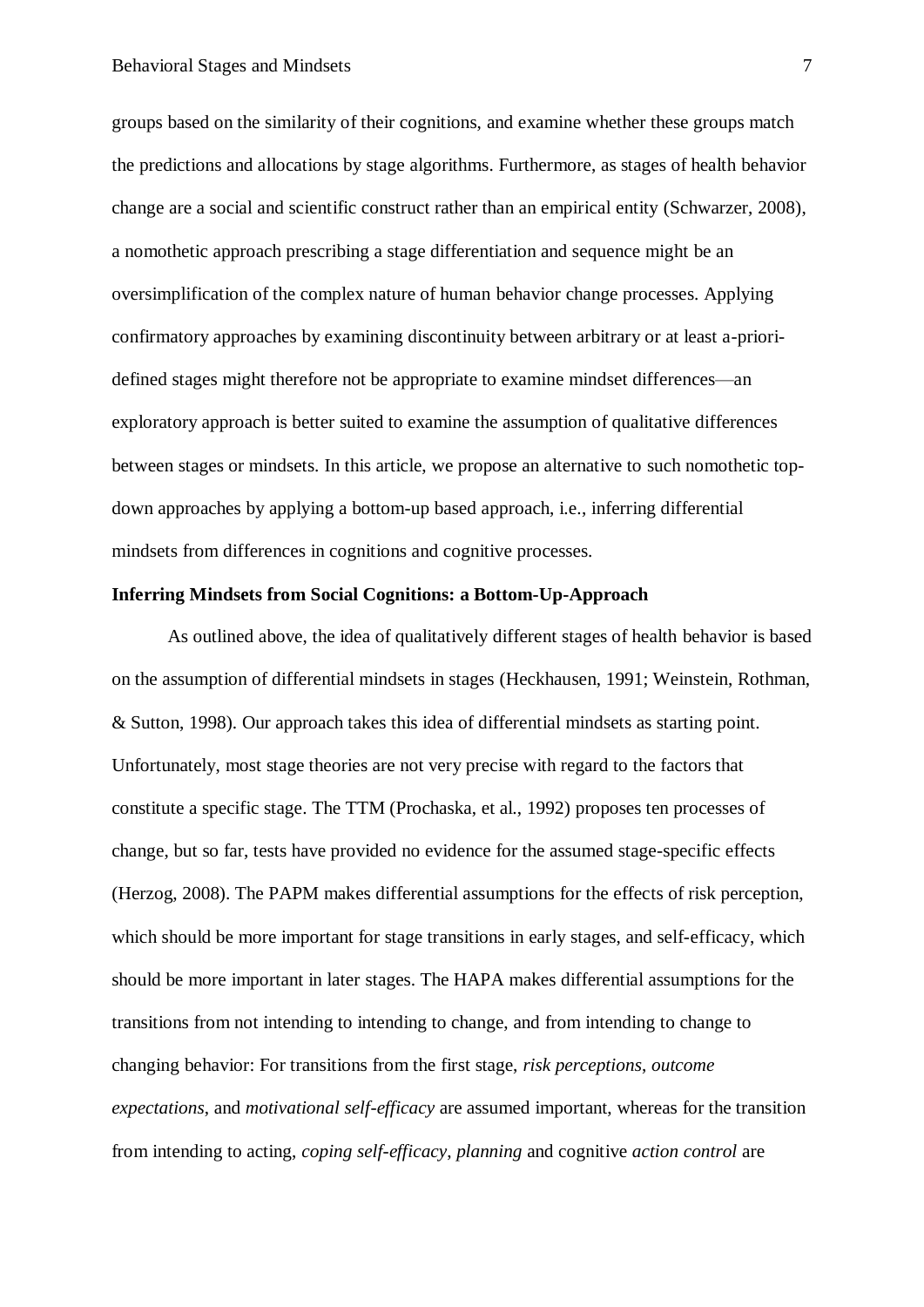groups based on the similarity of their cognitions, and examine whether these groups match the predictions and allocations by stage algorithms. Furthermore, as stages of health behavior change are a social and scientific construct rather than an empirical entity (Schwarzer, 2008), a nomothetic approach prescribing a stage differentiation and sequence might be an oversimplification of the complex nature of human behavior change processes. Applying confirmatory approaches by examining discontinuity between arbitrary or at least a-priori-defined stages might therefore not be appropriate to examine mindset differences—an exploratory approach is better suited to examine the assumption of qualitative differences between stages or mindsets. In this article, we propose an alternative to such nomothetic top-down approaches by applying a bottom-up based approach, i.e., inferring differential mindsets from differences in cognitions and cognitive processes.

**Inferring Mindsets from Social Cognitions: a Bottom-Up-Approach**

As outlined above, the idea of qualitatively different stages of health behavior is based on the assumption of differential mindsets in stages (Heckhausen, 1991; Weinstein, Rothman, & Sutton, 1998). Our approach takes this idea of differential mindsets as starting point. Unfortunately, most stage theories are not very precise with regard to the factors that constitute a specific stage. The TTM (Prochaska, et al., 1992) proposes ten processes of change, but so far, tests have provided no evidence for the assumed stage-specific effects (Herzog, 2008). The PAPM makes differential assumptions for the effects of risk perception, which should be more important for stage transitions in early stages, and self-efficacy, which should be more important in later stages. The HAPA makes differential assumptions for the transitions from not intending to intending to change, and from intending to change to changing behavior: For transitions from the first stage, *risk perceptions*, *outcome expectations*, and *motivational self-efficacy* are assumed important, whereas for the transition from intending to acting, *coping self-efficacy*, *planning* and cognitive *action control* are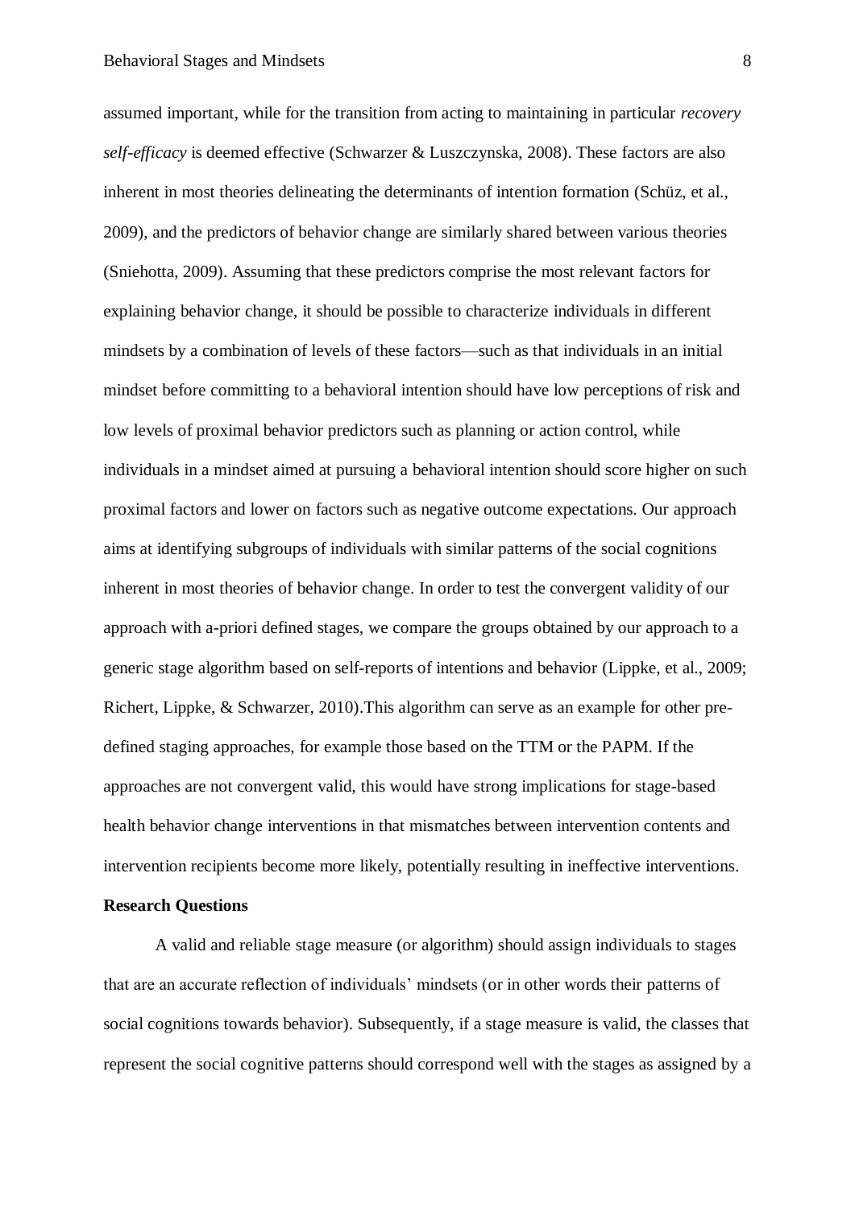assumed important, while for the transition from acting to maintaining in particular *recovery self-efficacy* is deemed effective (Schwarzer & Luszczynska, 2008). These factors are also inherent in most theories delineating the determinants of intention formation (Schüz, et al., 2009), and the predictors of behavior change are similarly shared between various theories (Sniehotta, 2009). Assuming that these predictors comprise the most relevant factors for explaining behavior change, it should be possible to characterize individuals in different mindsets by a combination of levels of these factors—such as that individuals in an initial mindset before committing to a behavioral intention should have low perceptions of risk and low levels of proximal behavior predictors such as planning or action control, while individuals in a mindset aimed at pursuing a behavioral intention should score higher on such proximal factors and lower on factors such as negative outcome expectations. Our approach aims at identifying subgroups of individuals with similar patterns of the social cognitions inherent in most theories of behavior change. In order to test the convergent validity of our approach with a-priori defined stages, we compare the groups obtained by our approach to a generic stage algorithm based on self-reports of intentions and behavior (Lippke, et al., 2009; Richert, Lippke, & Schwarzer, 2010).This algorithm can serve as an example for other pre-defined staging approaches, for example those based on the TTM or the PAPM. If the approaches are not convergent valid, this would have strong implications for stage-based health behavior change interventions in that mismatches between intervention contents and intervention recipients become more likely, potentially resulting in ineffective interventions.

**Research Questions**

A valid and reliable stage measure (or algorithm) should assign individuals to stages that are an accurate reflection of individuals' mindsets (or in other words their patterns of social cognitions towards behavior). Subsequently, if a stage measure is valid, the classes that represent the social cognitive patterns should correspond well with the stages as assigned by a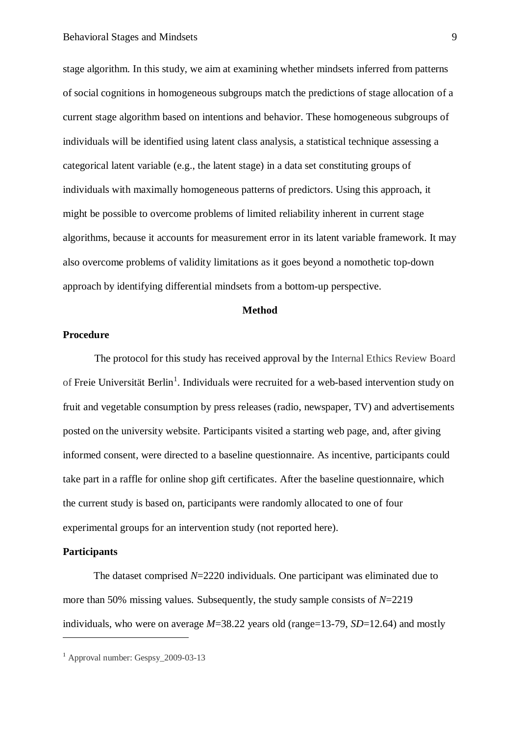stage algorithm. In this study, we aim at examining whether mindsets inferred from patterns of social cognitions in homogeneous subgroups match the predictions of stage allocation of a current stage algorithm based on intentions and behavior. These homogeneous subgroups of individuals will be identified using latent class analysis, a statistical technique assessing a categorical latent variable (e.g., the latent stage) in a data set constituting groups of individuals with maximally homogeneous patterns of predictors. Using this approach, it might be possible to overcome problems of limited reliability inherent in current stage algorithms, because it accounts for measurement error in its latent variable framework. It may also overcome problems of validity limitations as it goes beyond a nomothetic top-down approach by identifying differential mindsets from a bottom-up perspective.

## Method

### Procedure

The protocol for this study has received approval by the Internal Ethics Review Board of Freie Universität Berlin[1]. Individuals were recruited for a web-based intervention study on fruit and vegetable consumption by press releases (radio, newspaper, TV) and advertisements posted on the university website. Participants visited a starting web page, and, after giving informed consent, were directed to a baseline questionnaire. As incentive, participants could take part in a raffle for online shop gift certificates. After the baseline questionnaire, which the current study is based on, participants were randomly allocated to one of four experimental groups for an intervention study (not reported here).

### Participants

The dataset comprised *N*=2220 individuals. One participant was eliminated due to more than 50% missing values. Subsequently, the study sample consists of *N*=2219 individuals, who were on average *M*=38.22 years old (range=13-79, *SD*=12.64) and mostly

---

[1] Approval number: Gespsy_2009-03-13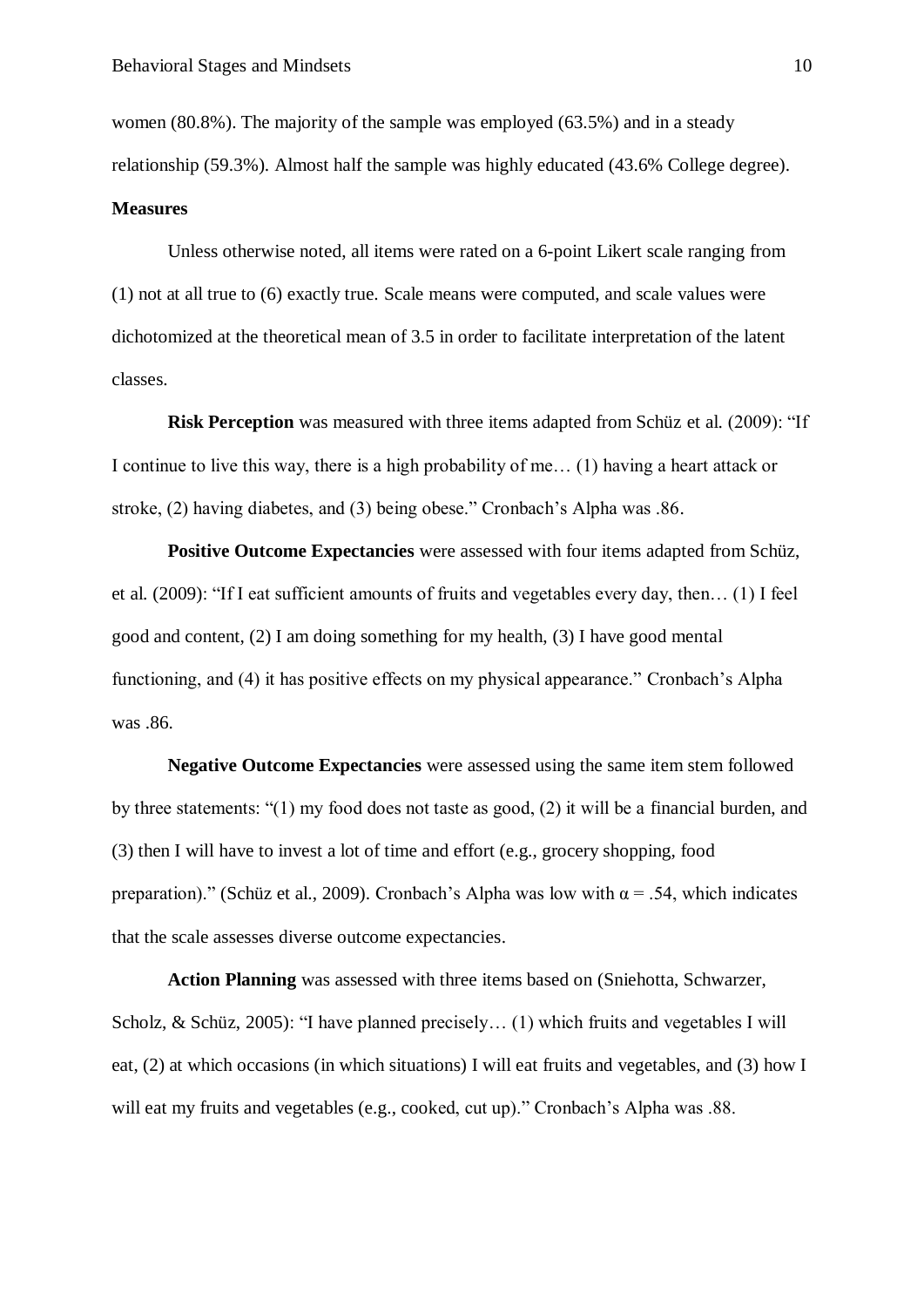women (80.8%). The majority of the sample was employed (63.5%) and in a steady relationship (59.3%). Almost half the sample was highly educated (43.6% College degree).

**Measures**

Unless otherwise noted, all items were rated on a 6-point Likert scale ranging from (1) not at all true to (6) exactly true. Scale means were computed, and scale values were dichotomized at the theoretical mean of 3.5 in order to facilitate interpretation of the latent classes.

**Risk Perception** was measured with three items adapted from Schüz et al. (2009): "If I continue to live this way, there is a high probability of me… (1) having a heart attack or stroke, (2) having diabetes, and (3) being obese." Cronbach's Alpha was .86.

**Positive Outcome Expectancies** were assessed with four items adapted from Schüz, et al. (2009): "If I eat sufficient amounts of fruits and vegetables every day, then… (1) I feel good and content, (2) I am doing something for my health, (3) I have good mental functioning, and (4) it has positive effects on my physical appearance." Cronbach's Alpha was .86.

**Negative Outcome Expectancies** were assessed using the same item stem followed by three statements: "(1) my food does not taste as good, (2) it will be a financial burden, and (3) then I will have to invest a lot of time and effort (e.g., grocery shopping, food preparation)." (Schüz et al., 2009). Cronbach's Alpha was low with $\alpha = .54$, which indicates that the scale assesses diverse outcome expectancies.

**Action Planning** was assessed with three items based on (Sniehotta, Schwarzer, Scholz, & Schüz, 2005): "I have planned precisely… (1) which fruits and vegetables I will eat, (2) at which occasions (in which situations) I will eat fruits and vegetables, and (3) how I will eat my fruits and vegetables (e.g., cooked, cut up)." Cronbach's Alpha was .88.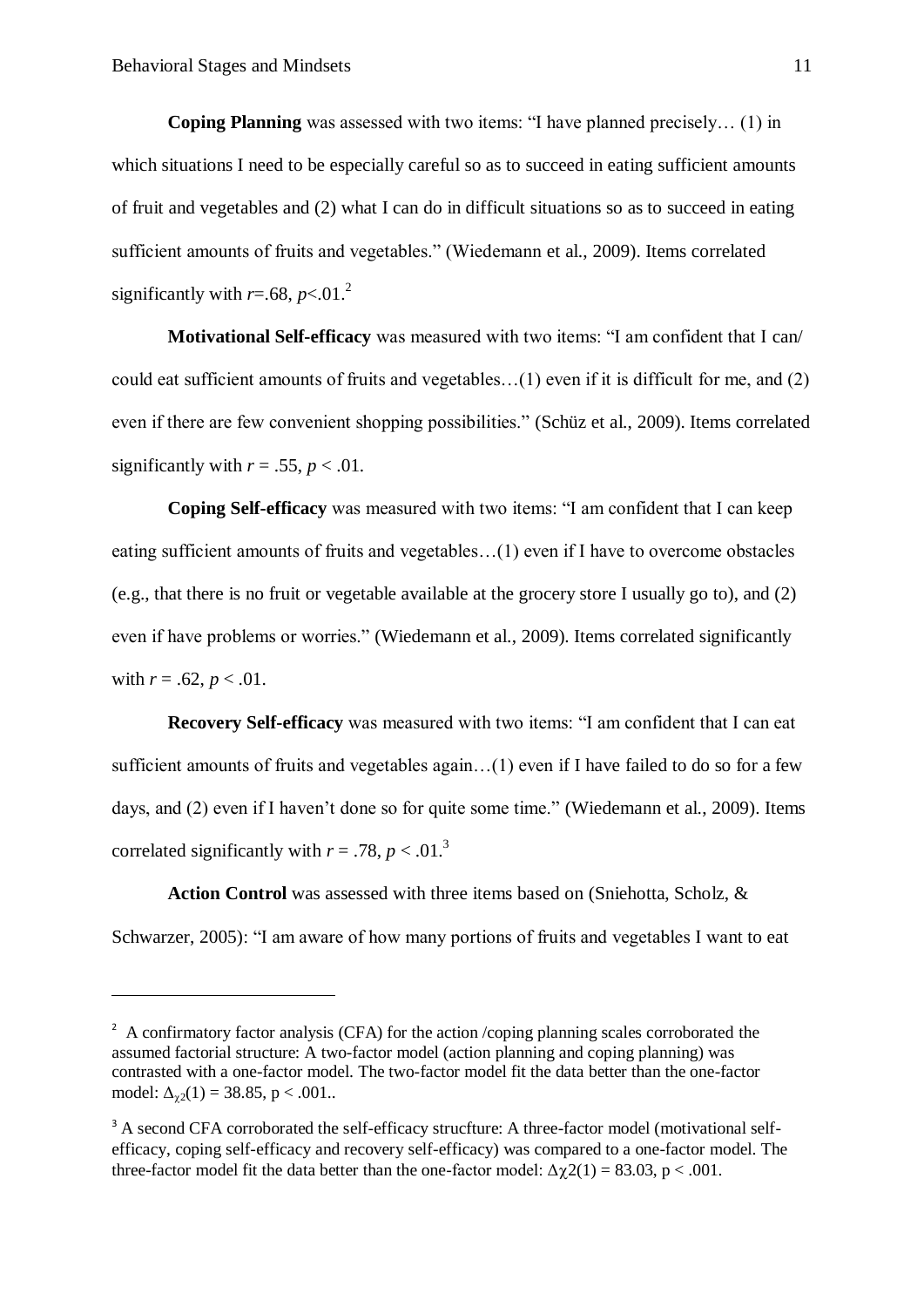**Coping Planning** was assessed with two items: "I have planned precisely… (1) in which situations I need to be especially careful so as to succeed in eating sufficient amounts of fruit and vegetables and (2) what I can do in difficult situations so as to succeed in eating sufficient amounts of fruits and vegetables." (Wiedemann et al., 2009). Items correlated significantly with $r$=.68, $p$<.01.[2]

**Motivational Self-efficacy** was measured with two items: "I am confident that I can/ could eat sufficient amounts of fruits and vegetables…(1) even if it is difficult for me, and (2) even if there are few convenient shopping possibilities." (Schüz et al., 2009). Items correlated significantly with $r = .55$, $p < .01$.

**Coping Self-efficacy** was measured with two items: "I am confident that I can keep eating sufficient amounts of fruits and vegetables…(1) even if I have to overcome obstacles (e.g., that there is no fruit or vegetable available at the grocery store I usually go to), and (2) even if have problems or worries." (Wiedemann et al., 2009). Items correlated significantly with $r = .62$, $p < .01$.

**Recovery Self-efficacy** was measured with two items: "I am confident that I can eat sufficient amounts of fruits and vegetables again…(1) even if I have failed to do so for a few days, and (2) even if I haven't done so for quite some time." (Wiedemann et al., 2009). Items correlated significantly with $r = .78$, $p < .01$.[3]

**Action Control** was assessed with three items based on (Sniehotta, Scholz, & Schwarzer, 2005): "I am aware of how many portions of fruits and vegetables I want to eat

---

[2] A confirmatory factor analysis (CFA) for the action /coping planning scales corroborated the assumed factorial structure: A two-factor model (action planning and coping planning) was contrasted with a one-factor model. The two-factor model fit the data better than the one-factor model: $\Delta_{\chi 2}(1) = 38.85$, $p < .001$..

[3] A second CFA corroborated the self-efficacy strucfture: A three-factor model (motivational self-efficacy, coping self-efficacy and recovery self-efficacy) was compared to a one-factor model. The three-factor model fit the data better than the one-factor model: $\Delta\chi 2(1) = 83.03$, $p < .001$.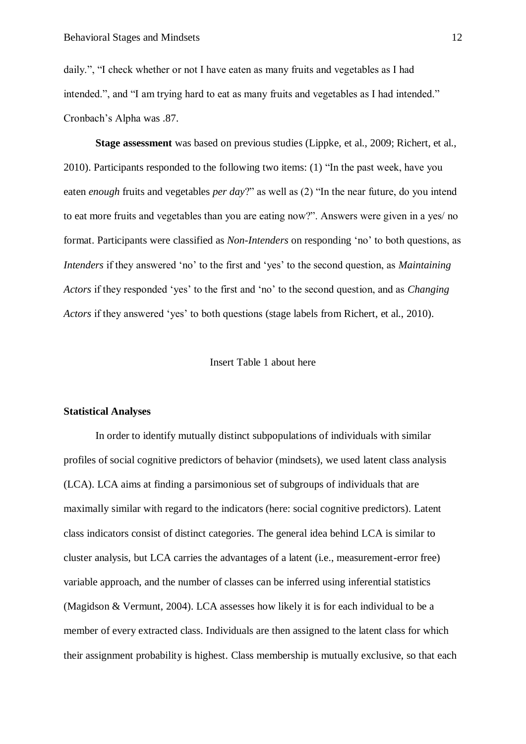daily.", "I check whether or not I have eaten as many fruits and vegetables as I had intended.", and "I am trying hard to eat as many fruits and vegetables as I had intended." Cronbach's Alpha was .87.

**Stage assessment** was based on previous studies (Lippke, et al., 2009; Richert, et al., 2010). Participants responded to the following two items: (1) "In the past week, have you eaten *enough* fruits and vegetables *per day*?" as well as (2) "In the near future, do you intend to eat more fruits and vegetables than you are eating now?". Answers were given in a yes/ no format. Participants were classified as *Non-Intenders* on responding 'no' to both questions, as *Intenders* if they answered 'no' to the first and 'yes' to the second question, as *Maintaining Actors* if they responded 'yes' to the first and 'no' to the second question, and as *Changing Actors* if they answered 'yes' to both questions (stage labels from Richert, et al., 2010).

Insert Table 1 about here

### Statistical Analyses

In order to identify mutually distinct subpopulations of individuals with similar profiles of social cognitive predictors of behavior (mindsets), we used latent class analysis (LCA). LCA aims at finding a parsimonious set of subgroups of individuals that are maximally similar with regard to the indicators (here: social cognitive predictors). Latent class indicators consist of distinct categories. The general idea behind LCA is similar to cluster analysis, but LCA carries the advantages of a latent (i.e., measurement-error free) variable approach, and the number of classes can be inferred using inferential statistics (Magidson & Vermunt, 2004). LCA assesses how likely it is for each individual to be a member of every extracted class. Individuals are then assigned to the latent class for which their assignment probability is highest. Class membership is mutually exclusive, so that each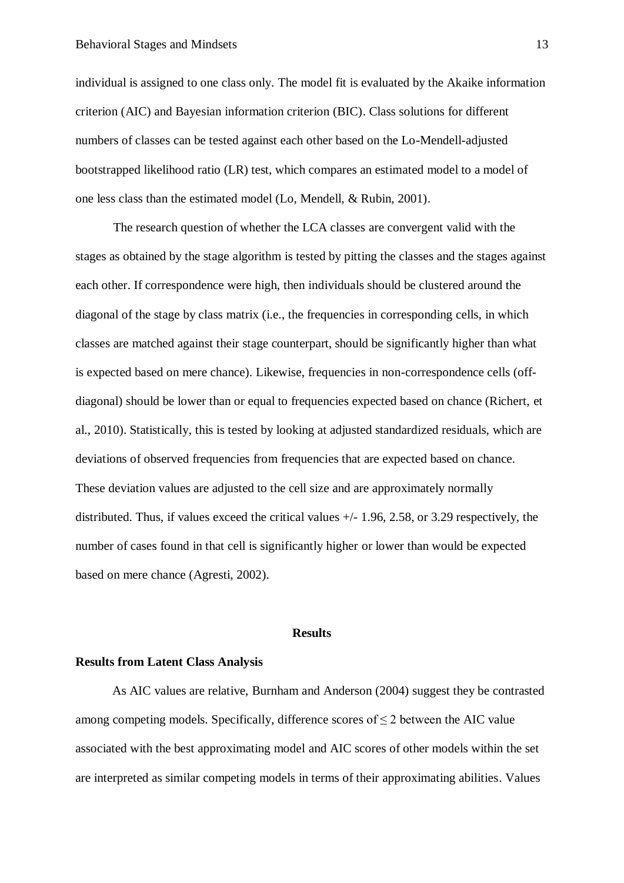individual is assigned to one class only. The model fit is evaluated by the Akaike information criterion (AIC) and Bayesian information criterion (BIC). Class solutions for different numbers of classes can be tested against each other based on the Lo-Mendell-adjusted bootstrapped likelihood ratio (LR) test, which compares an estimated model to a model of one less class than the estimated model (Lo, Mendell, & Rubin, 2001).

The research question of whether the LCA classes are convergent valid with the stages as obtained by the stage algorithm is tested by pitting the classes and the stages against each other. If correspondence were high, then individuals should be clustered around the diagonal of the stage by class matrix (i.e., the frequencies in corresponding cells, in which classes are matched against their stage counterpart, should be significantly higher than what is expected based on mere chance). Likewise, frequencies in non-correspondence cells (off-diagonal) should be lower than or equal to frequencies expected based on chance (Richert, et al., 2010). Statistically, this is tested by looking at adjusted standardized residuals, which are deviations of observed frequencies from frequencies that are expected based on chance. These deviation values are adjusted to the cell size and are approximately normally distributed. Thus, if values exceed the critical values +/- 1.96, 2.58, or 3.29 respectively, the number of cases found in that cell is significantly higher or lower than would be expected based on mere chance (Agresti, 2002).

# Results

## Results from Latent Class Analysis

As AIC values are relative, Burnham and Anderson (2004) suggest they be contrasted among competing models. Specifically, difference scores of $\leq 2$ between the AIC value associated with the best approximating model and AIC scores of other models within the set are interpreted as similar competing models in terms of their approximating abilities. Values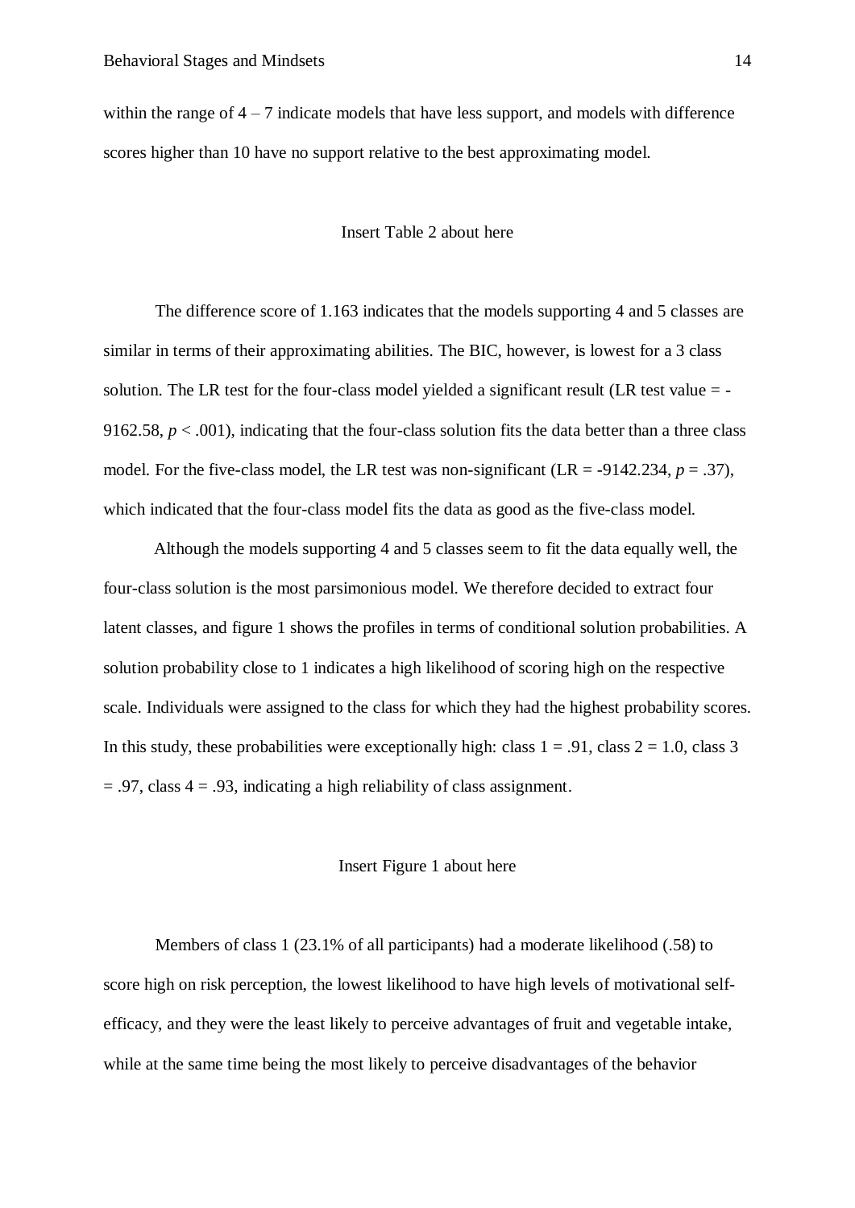within the range of 4 – 7 indicate models that have less support, and models with difference scores higher than 10 have no support relative to the best approximating model.

Insert Table 2 about here

The difference score of 1.163 indicates that the models supporting 4 and 5 classes are similar in terms of their approximating abilities. The BIC, however, is lowest for a 3 class solution. The LR test for the four-class model yielded a significant result (LR test value = -9162.58, $p < .001$), indicating that the four-class solution fits the data better than a three class model. For the five-class model, the LR test was non-significant (LR = -9142.234, $p = .37$), which indicated that the four-class model fits the data as good as the five-class model.

Although the models supporting 4 and 5 classes seem to fit the data equally well, the four-class solution is the most parsimonious model. We therefore decided to extract four latent classes, and figure 1 shows the profiles in terms of conditional solution probabilities. A solution probability close to 1 indicates a high likelihood of scoring high on the respective scale. Individuals were assigned to the class for which they had the highest probability scores. In this study, these probabilities were exceptionally high: class 1 = .91, class 2 = 1.0, class 3 = .97, class 4 = .93, indicating a high reliability of class assignment.

Insert Figure 1 about here

Members of class 1 (23.1% of all participants) had a moderate likelihood (.58) to score high on risk perception, the lowest likelihood to have high levels of motivational self-efficacy, and they were the least likely to perceive advantages of fruit and vegetable intake, while at the same time being the most likely to perceive disadvantages of the behavior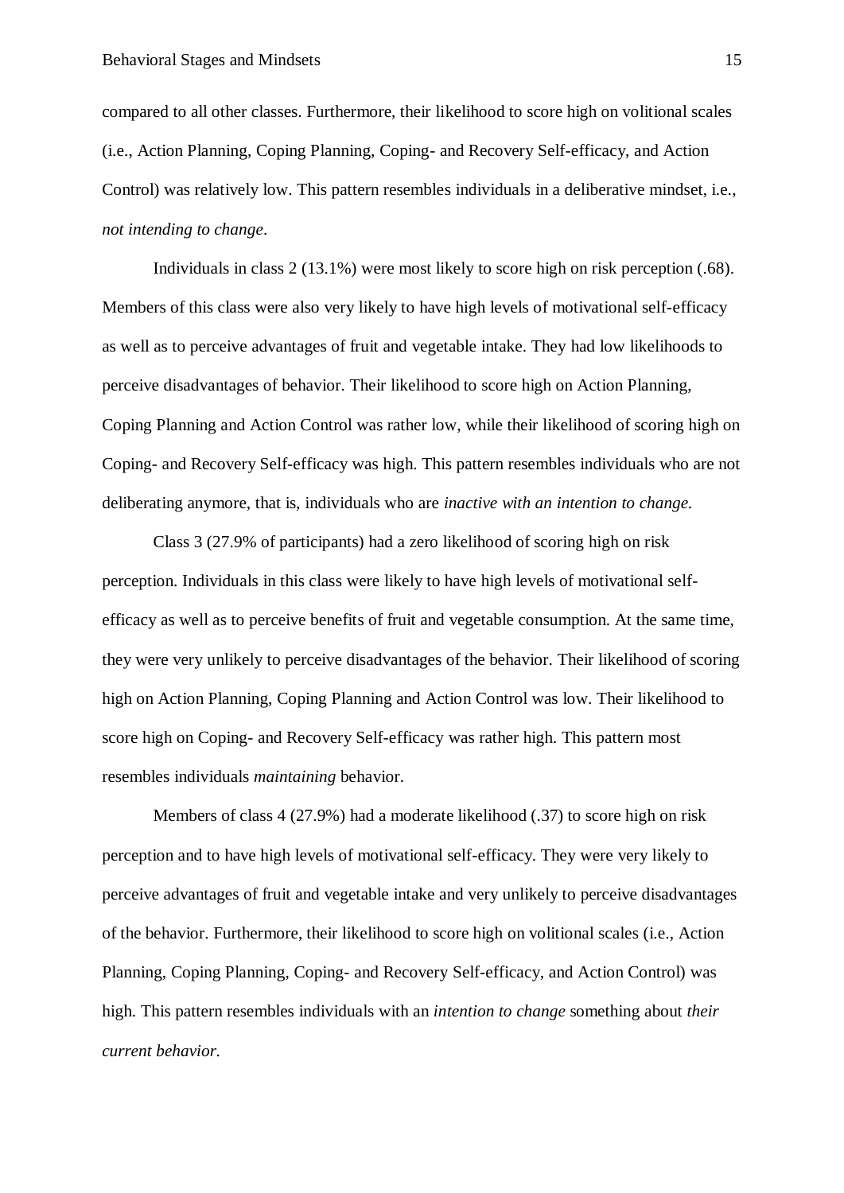compared to all other classes. Furthermore, their likelihood to score high on volitional scales (i.e., Action Planning, Coping Planning, Coping- and Recovery Self-efficacy, and Action Control) was relatively low. This pattern resembles individuals in a deliberative mindset, i.e., *not intending to change*.

Individuals in class 2 (13.1%) were most likely to score high on risk perception (.68). Members of this class were also very likely to have high levels of motivational self-efficacy as well as to perceive advantages of fruit and vegetable intake. They had low likelihoods to perceive disadvantages of behavior. Their likelihood to score high on Action Planning, Coping Planning and Action Control was rather low, while their likelihood of scoring high on Coping- and Recovery Self-efficacy was high. This pattern resembles individuals who are not deliberating anymore, that is, individuals who are *inactive with an intention to change.*

Class 3 (27.9% of participants) had a zero likelihood of scoring high on risk perception. Individuals in this class were likely to have high levels of motivational self-efficacy as well as to perceive benefits of fruit and vegetable consumption. At the same time, they were very unlikely to perceive disadvantages of the behavior. Their likelihood of scoring high on Action Planning, Coping Planning and Action Control was low. Their likelihood to score high on Coping- and Recovery Self-efficacy was rather high. This pattern most resembles individuals *maintaining* behavior.

Members of class 4 (27.9%) had a moderate likelihood (.37) to score high on risk perception and to have high levels of motivational self-efficacy. They were very likely to perceive advantages of fruit and vegetable intake and very unlikely to perceive disadvantages of the behavior. Furthermore, their likelihood to score high on volitional scales (i.e., Action Planning, Coping Planning, Coping- and Recovery Self-efficacy, and Action Control) was high. This pattern resembles individuals with an *intention to change* something about *their current behavior.*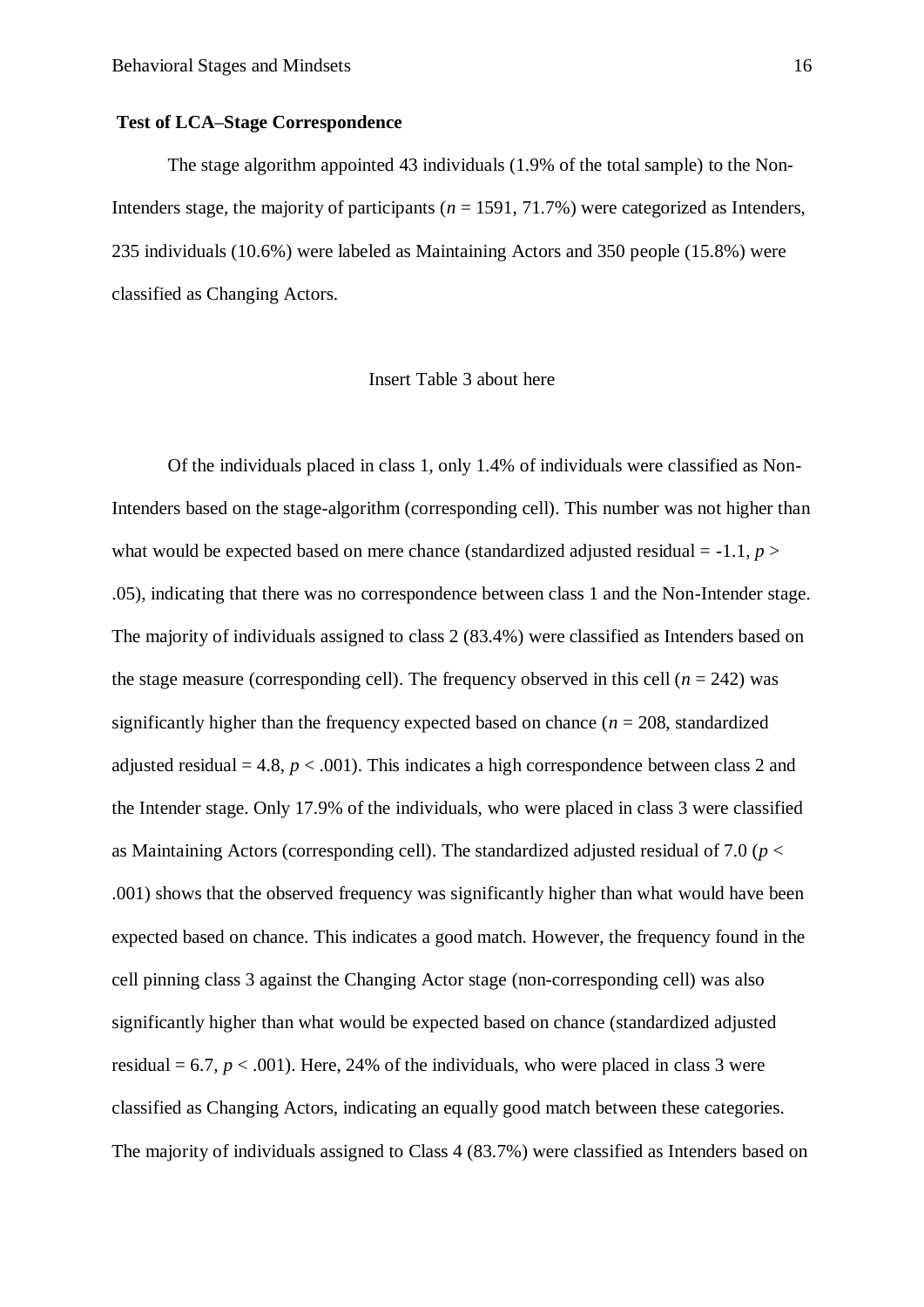**Test of LCA–Stage Correspondence**

The stage algorithm appointed 43 individuals (1.9% of the total sample) to the Non-Intenders stage, the majority of participants ($n$ = 1591, 71.7%) were categorized as Intenders, 235 individuals (10.6%) were labeled as Maintaining Actors and 350 people (15.8%) were classified as Changing Actors.

Insert Table 3 about here

Of the individuals placed in class 1, only 1.4% of individuals were classified as Non-Intenders based on the stage-algorithm (corresponding cell). This number was not higher than what would be expected based on mere chance (standardized adjusted residual = -1.1, $p$ > .05), indicating that there was no correspondence between class 1 and the Non-Intender stage. The majority of individuals assigned to class 2 (83.4%) were classified as Intenders based on the stage measure (corresponding cell). The frequency observed in this cell ($n$ = 242) was significantly higher than the frequency expected based on chance ($n$ = 208, standardized adjusted residual = 4.8, $p$ < .001). This indicates a high correspondence between class 2 and the Intender stage. Only 17.9% of the individuals, who were placed in class 3 were classified as Maintaining Actors (corresponding cell). The standardized adjusted residual of 7.0 ($p$ < .001) shows that the observed frequency was significantly higher than what would have been expected based on chance. This indicates a good match. However, the frequency found in the cell pinning class 3 against the Changing Actor stage (non-corresponding cell) was also significantly higher than what would be expected based on chance (standardized adjusted residual = 6.7, $p$ < .001). Here, 24% of the individuals, who were placed in class 3 were classified as Changing Actors, indicating an equally good match between these categories. The majority of individuals assigned to Class 4 (83.7%) were classified as Intenders based on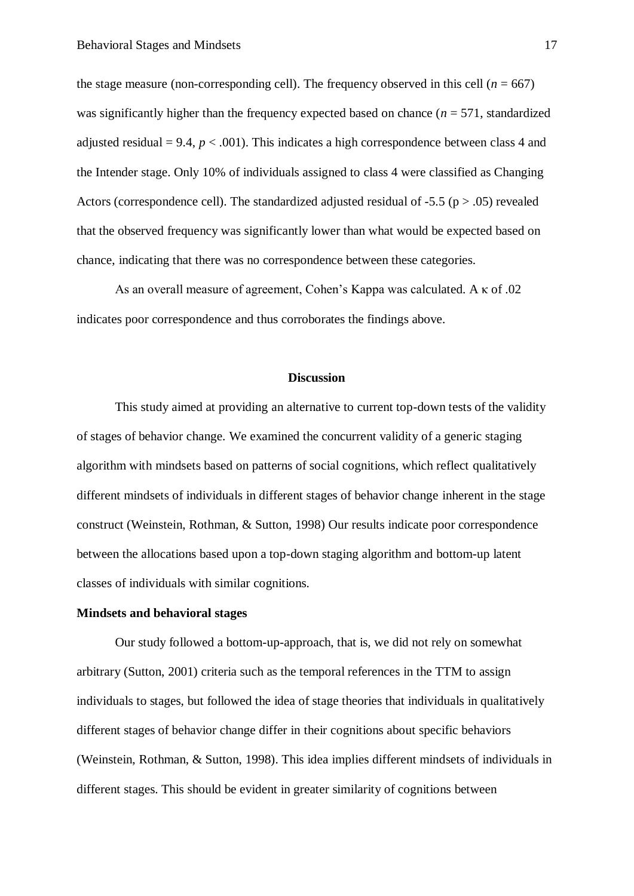the stage measure (non-corresponding cell). The frequency observed in this cell ($n = 667$) was significantly higher than the frequency expected based on chance ($n = 571$, standardized adjusted residual = 9.4, $p < .001$). This indicates a high correspondence between class 4 and the Intender stage. Only 10% of individuals assigned to class 4 were classified as Changing Actors (correspondence cell). The standardized adjusted residual of -5.5 ($p > .05$) revealed that the observed frequency was significantly lower than what would be expected based on chance, indicating that there was no correspondence between these categories.

As an overall measure of agreement, Cohen's Kappa was calculated. A $\kappa$ of .02 indicates poor correspondence and thus corroborates the findings above.

## Discussion

This study aimed at providing an alternative to current top-down tests of the validity of stages of behavior change. We examined the concurrent validity of a generic staging algorithm with mindsets based on patterns of social cognitions, which reflect qualitatively different mindsets of individuals in different stages of behavior change inherent in the stage construct (Weinstein, Rothman, & Sutton, 1998) Our results indicate poor correspondence between the allocations based upon a top-down staging algorithm and bottom-up latent classes of individuals with similar cognitions.

### Mindsets and behavioral stages

Our study followed a bottom-up-approach, that is, we did not rely on somewhat arbitrary (Sutton, 2001) criteria such as the temporal references in the TTM to assign individuals to stages, but followed the idea of stage theories that individuals in qualitatively different stages of behavior change differ in their cognitions about specific behaviors (Weinstein, Rothman, & Sutton, 1998). This idea implies different mindsets of individuals in different stages. This should be evident in greater similarity of cognitions between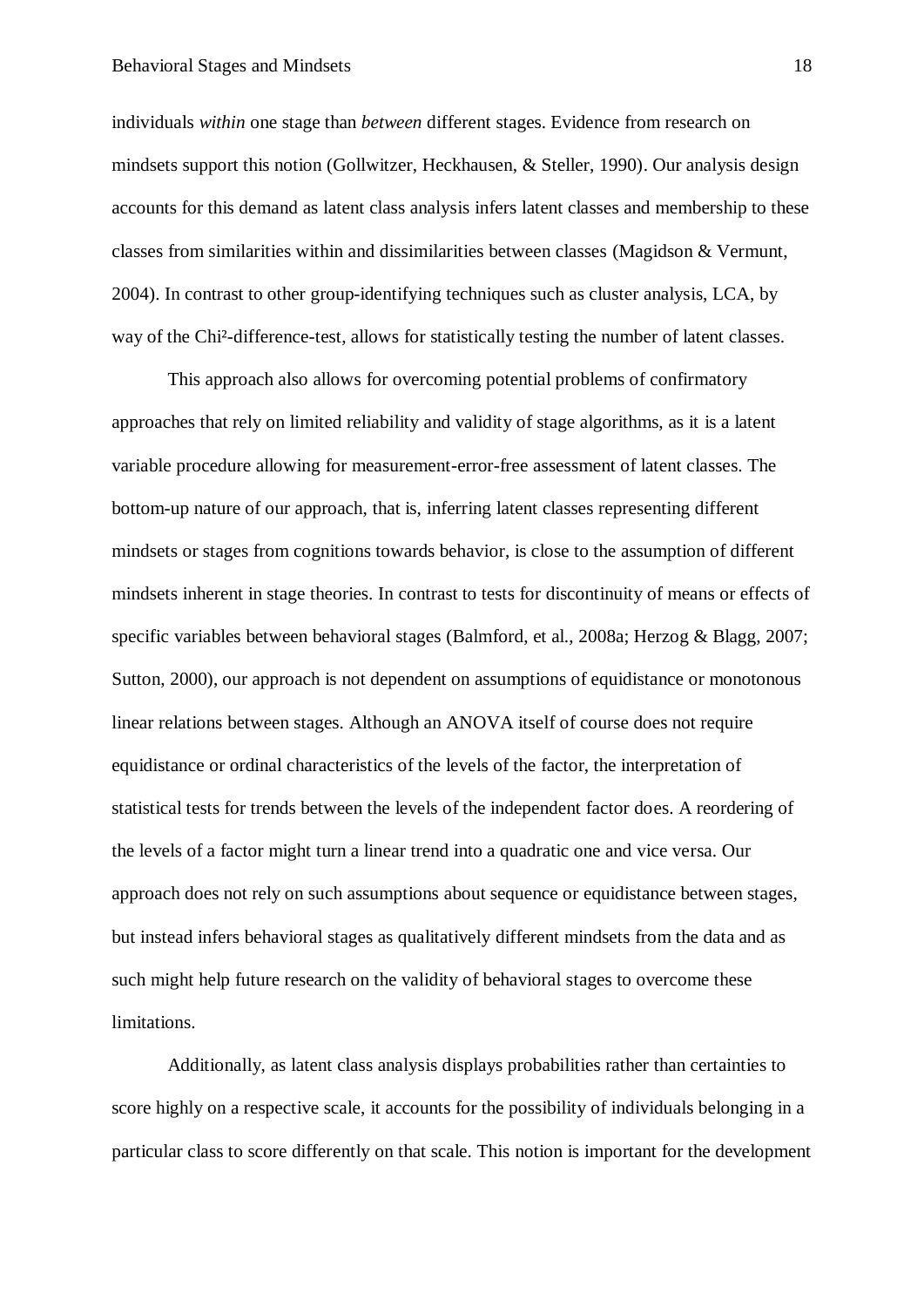individuals *within* one stage than *between* different stages. Evidence from research on mindsets support this notion (Gollwitzer, Heckhausen, & Steller, 1990). Our analysis design accounts for this demand as latent class analysis infers latent classes and membership to these classes from similarities within and dissimilarities between classes (Magidson & Vermunt, 2004). In contrast to other group-identifying techniques such as cluster analysis, LCA, by way of the Chi²-difference-test, allows for statistically testing the number of latent classes.

This approach also allows for overcoming potential problems of confirmatory approaches that rely on limited reliability and validity of stage algorithms, as it is a latent variable procedure allowing for measurement-error-free assessment of latent classes. The bottom-up nature of our approach, that is, inferring latent classes representing different mindsets or stages from cognitions towards behavior, is close to the assumption of different mindsets inherent in stage theories. In contrast to tests for discontinuity of means or effects of specific variables between behavioral stages (Balmford, et al., 2008a; Herzog & Blagg, 2007; Sutton, 2000), our approach is not dependent on assumptions of equidistance or monotonous linear relations between stages. Although an ANOVA itself of course does not require equidistance or ordinal characteristics of the levels of the factor, the interpretation of statistical tests for trends between the levels of the independent factor does. A reordering of the levels of a factor might turn a linear trend into a quadratic one and vice versa. Our approach does not rely on such assumptions about sequence or equidistance between stages, but instead infers behavioral stages as qualitatively different mindsets from the data and as such might help future research on the validity of behavioral stages to overcome these limitations.

Additionally, as latent class analysis displays probabilities rather than certainties to score highly on a respective scale, it accounts for the possibility of individuals belonging in a particular class to score differently on that scale. This notion is important for the development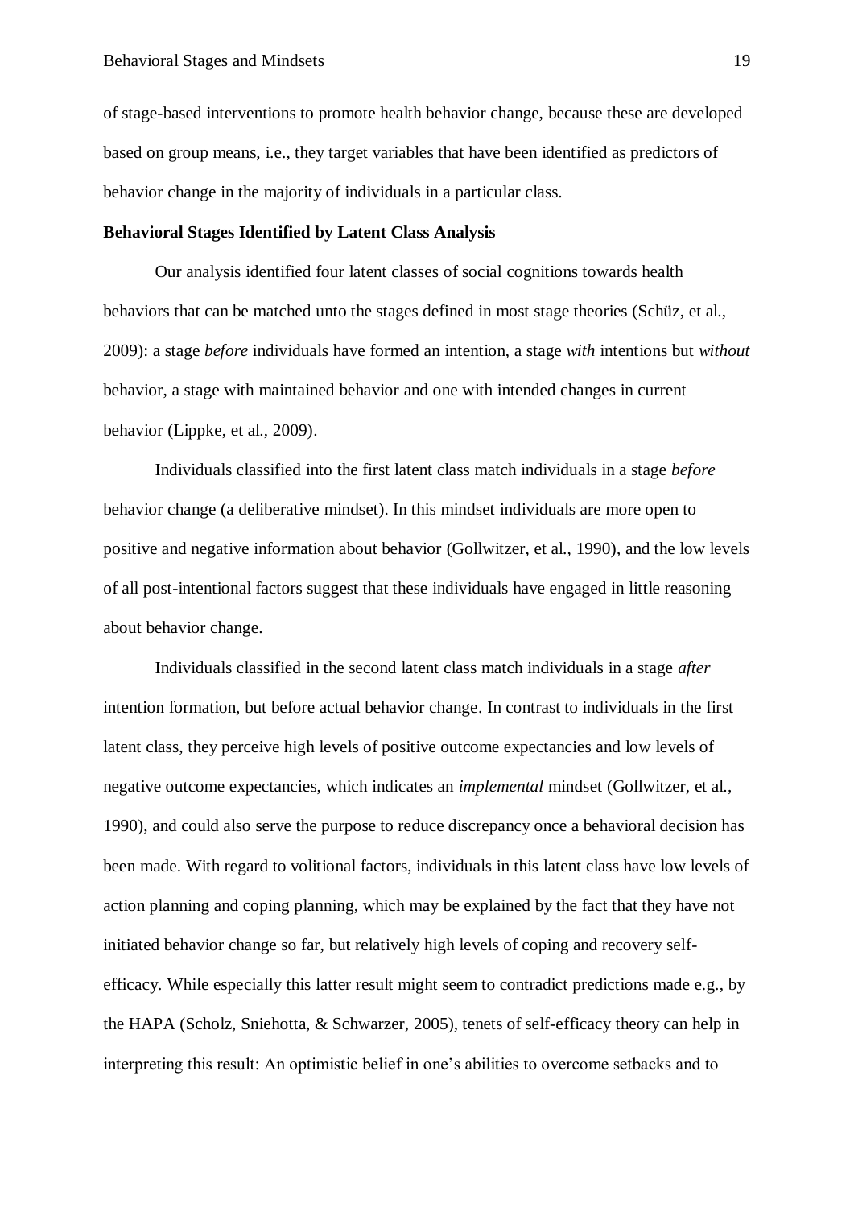of stage-based interventions to promote health behavior change, because these are developed based on group means, i.e., they target variables that have been identified as predictors of behavior change in the majority of individuals in a particular class.

**Behavioral Stages Identified by Latent Class Analysis**

Our analysis identified four latent classes of social cognitions towards health behaviors that can be matched unto the stages defined in most stage theories (Schüz, et al., 2009): a stage *before* individuals have formed an intention, a stage *with* intentions but *without* behavior, a stage with maintained behavior and one with intended changes in current behavior (Lippke, et al., 2009).

Individuals classified into the first latent class match individuals in a stage *before* behavior change (a deliberative mindset). In this mindset individuals are more open to positive and negative information about behavior (Gollwitzer, et al., 1990), and the low levels of all post-intentional factors suggest that these individuals have engaged in little reasoning about behavior change.

Individuals classified in the second latent class match individuals in a stage *after* intention formation, but before actual behavior change. In contrast to individuals in the first latent class, they perceive high levels of positive outcome expectancies and low levels of negative outcome expectancies, which indicates an *implemental* mindset (Gollwitzer, et al., 1990), and could also serve the purpose to reduce discrepancy once a behavioral decision has been made. With regard to volitional factors, individuals in this latent class have low levels of action planning and coping planning, which may be explained by the fact that they have not initiated behavior change so far, but relatively high levels of coping and recovery self-efficacy. While especially this latter result might seem to contradict predictions made e.g., by the HAPA (Scholz, Sniehotta, & Schwarzer, 2005), tenets of self-efficacy theory can help in interpreting this result: An optimistic belief in one's abilities to overcome setbacks and to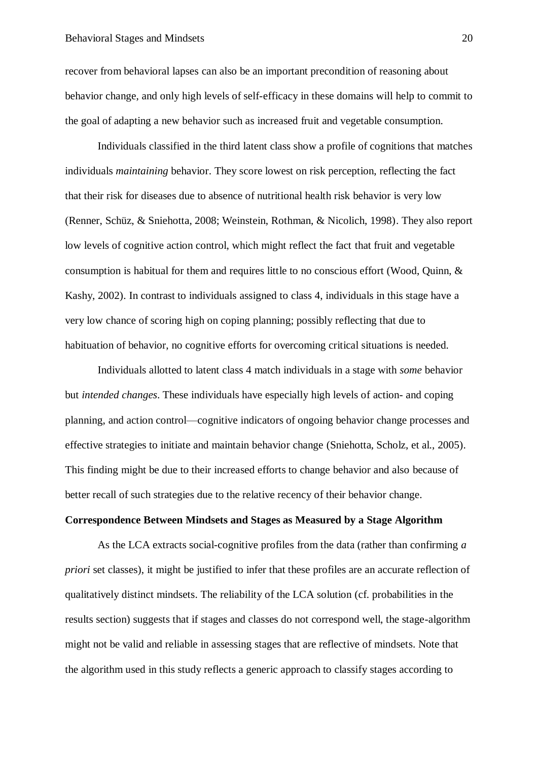recover from behavioral lapses can also be an important precondition of reasoning about behavior change, and only high levels of self-efficacy in these domains will help to commit to the goal of adapting a new behavior such as increased fruit and vegetable consumption.

Individuals classified in the third latent class show a profile of cognitions that matches individuals *maintaining* behavior. They score lowest on risk perception, reflecting the fact that their risk for diseases due to absence of nutritional health risk behavior is very low (Renner, Schüz, & Sniehotta, 2008; Weinstein, Rothman, & Nicolich, 1998). They also report low levels of cognitive action control, which might reflect the fact that fruit and vegetable consumption is habitual for them and requires little to no conscious effort (Wood, Quinn, & Kashy, 2002). In contrast to individuals assigned to class 4, individuals in this stage have a very low chance of scoring high on coping planning; possibly reflecting that due to habituation of behavior, no cognitive efforts for overcoming critical situations is needed.

Individuals allotted to latent class 4 match individuals in a stage with *some* behavior but *intended changes*. These individuals have especially high levels of action- and coping planning, and action control—cognitive indicators of ongoing behavior change processes and effective strategies to initiate and maintain behavior change (Sniehotta, Scholz, et al., 2005). This finding might be due to their increased efforts to change behavior and also because of better recall of such strategies due to the relative recency of their behavior change.

**Correspondence Between Mindsets and Stages as Measured by a Stage Algorithm**

As the LCA extracts social-cognitive profiles from the data (rather than confirming *a priori* set classes), it might be justified to infer that these profiles are an accurate reflection of qualitatively distinct mindsets. The reliability of the LCA solution (cf. probabilities in the results section) suggests that if stages and classes do not correspond well, the stage-algorithm might not be valid and reliable in assessing stages that are reflective of mindsets. Note that the algorithm used in this study reflects a generic approach to classify stages according to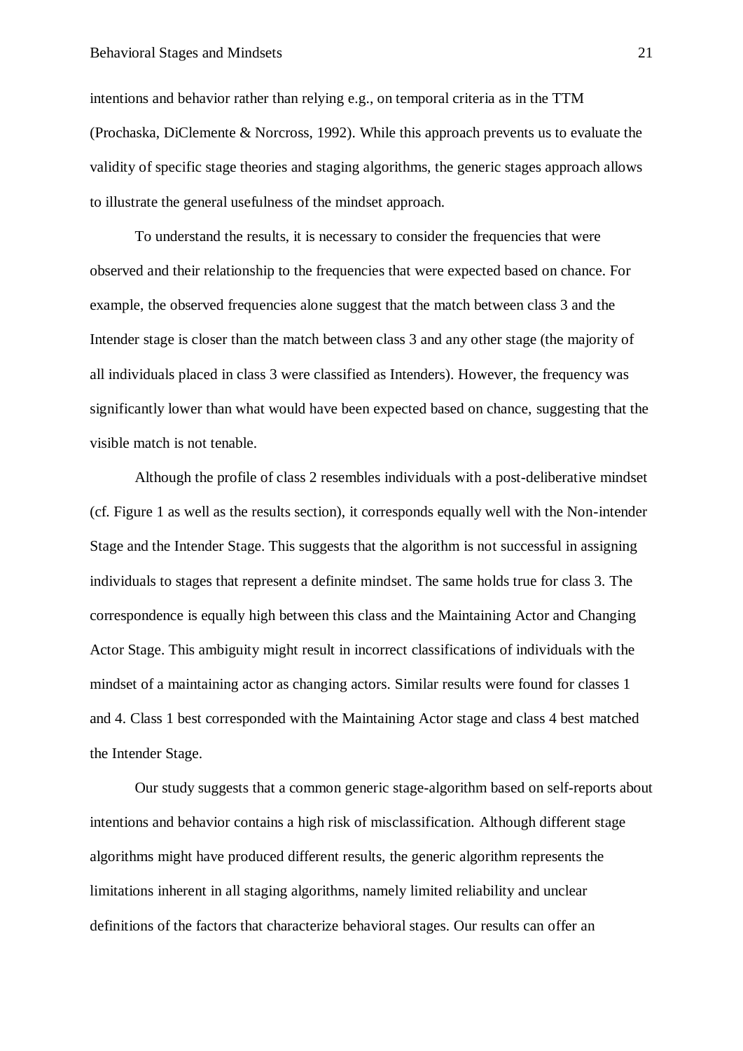intentions and behavior rather than relying e.g., on temporal criteria as in the TTM (Prochaska, DiClemente & Norcross, 1992). While this approach prevents us to evaluate the validity of specific stage theories and staging algorithms, the generic stages approach allows to illustrate the general usefulness of the mindset approach.

To understand the results, it is necessary to consider the frequencies that were observed and their relationship to the frequencies that were expected based on chance. For example, the observed frequencies alone suggest that the match between class 3 and the Intender stage is closer than the match between class 3 and any other stage (the majority of all individuals placed in class 3 were classified as Intenders). However, the frequency was significantly lower than what would have been expected based on chance, suggesting that the visible match is not tenable.

Although the profile of class 2 resembles individuals with a post-deliberative mindset (cf. Figure 1 as well as the results section), it corresponds equally well with the Non-intender Stage and the Intender Stage. This suggests that the algorithm is not successful in assigning individuals to stages that represent a definite mindset. The same holds true for class 3. The correspondence is equally high between this class and the Maintaining Actor and Changing Actor Stage. This ambiguity might result in incorrect classifications of individuals with the mindset of a maintaining actor as changing actors. Similar results were found for classes 1 and 4. Class 1 best corresponded with the Maintaining Actor stage and class 4 best matched the Intender Stage.

Our study suggests that a common generic stage-algorithm based on self-reports about intentions and behavior contains a high risk of misclassification. Although different stage algorithms might have produced different results, the generic algorithm represents the limitations inherent in all staging algorithms, namely limited reliability and unclear definitions of the factors that characterize behavioral stages. Our results can offer an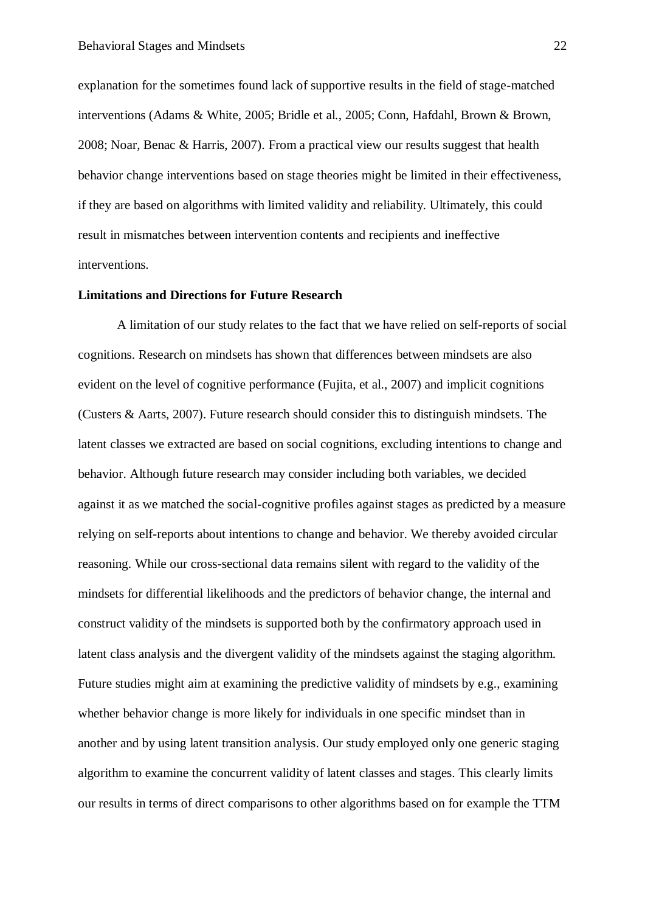explanation for the sometimes found lack of supportive results in the field of stage-matched interventions (Adams & White, 2005; Bridle et al., 2005; Conn, Hafdahl, Brown & Brown, 2008; Noar, Benac & Harris, 2007). From a practical view our results suggest that health behavior change interventions based on stage theories might be limited in their effectiveness, if they are based on algorithms with limited validity and reliability. Ultimately, this could result in mismatches between intervention contents and recipients and ineffective interventions.

**Limitations and Directions for Future Research**

A limitation of our study relates to the fact that we have relied on self-reports of social cognitions. Research on mindsets has shown that differences between mindsets are also evident on the level of cognitive performance (Fujita, et al., 2007) and implicit cognitions (Custers & Aarts, 2007). Future research should consider this to distinguish mindsets. The latent classes we extracted are based on social cognitions, excluding intentions to change and behavior. Although future research may consider including both variables, we decided against it as we matched the social-cognitive profiles against stages as predicted by a measure relying on self-reports about intentions to change and behavior. We thereby avoided circular reasoning. While our cross-sectional data remains silent with regard to the validity of the mindsets for differential likelihoods and the predictors of behavior change, the internal and construct validity of the mindsets is supported both by the confirmatory approach used in latent class analysis and the divergent validity of the mindsets against the staging algorithm. Future studies might aim at examining the predictive validity of mindsets by e.g., examining whether behavior change is more likely for individuals in one specific mindset than in another and by using latent transition analysis. Our study employed only one generic staging algorithm to examine the concurrent validity of latent classes and stages. This clearly limits our results in terms of direct comparisons to other algorithms based on for example the TTM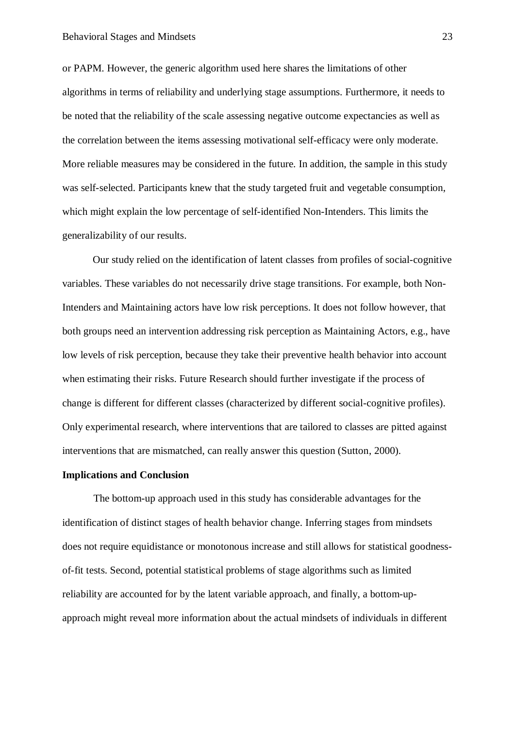or PAPM. However, the generic algorithm used here shares the limitations of other algorithms in terms of reliability and underlying stage assumptions. Furthermore, it needs to be noted that the reliability of the scale assessing negative outcome expectancies as well as the correlation between the items assessing motivational self-efficacy were only moderate. More reliable measures may be considered in the future. In addition, the sample in this study was self-selected. Participants knew that the study targeted fruit and vegetable consumption, which might explain the low percentage of self-identified Non-Intenders. This limits the generalizability of our results.

Our study relied on the identification of latent classes from profiles of social-cognitive variables. These variables do not necessarily drive stage transitions. For example, both Non-Intenders and Maintaining actors have low risk perceptions. It does not follow however, that both groups need an intervention addressing risk perception as Maintaining Actors, e.g., have low levels of risk perception, because they take their preventive health behavior into account when estimating their risks. Future Research should further investigate if the process of change is different for different classes (characterized by different social-cognitive profiles). Only experimental research, where interventions that are tailored to classes are pitted against interventions that are mismatched, can really answer this question (Sutton, 2000).

**Implications and Conclusion**

The bottom-up approach used in this study has considerable advantages for the identification of distinct stages of health behavior change. Inferring stages from mindsets does not require equidistance or monotonous increase and still allows for statistical goodness-of-fit tests. Second, potential statistical problems of stage algorithms such as limited reliability are accounted for by the latent variable approach, and finally, a bottom-up-approach might reveal more information about the actual mindsets of individuals in different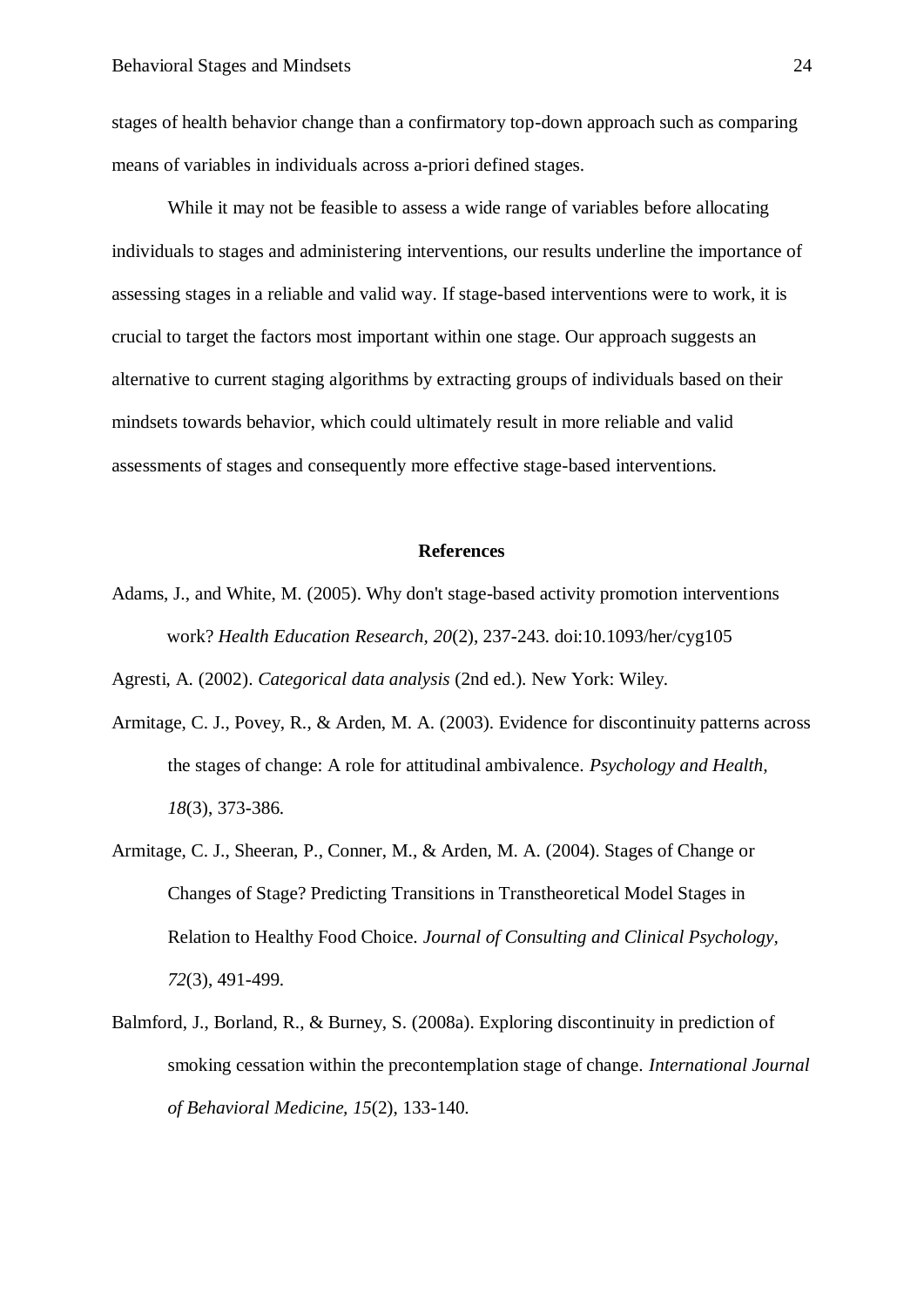stages of health behavior change than a confirmatory top-down approach such as comparing means of variables in individuals across a-priori defined stages.

While it may not be feasible to assess a wide range of variables before allocating individuals to stages and administering interventions, our results underline the importance of assessing stages in a reliable and valid way. If stage-based interventions were to work, it is crucial to target the factors most important within one stage. Our approach suggests an alternative to current staging algorithms by extracting groups of individuals based on their mindsets towards behavior, which could ultimately result in more reliable and valid assessments of stages and consequently more effective stage-based interventions.

## References

Adams, J., and White, M. (2005). Why don't stage-based activity promotion interventions work? *Health Education Research, 20*(2), 237-243. doi:10.1093/her/cyg105

Agresti, A. (2002). *Categorical data analysis* (2nd ed.). New York: Wiley.

Armitage, C. J., Povey, R., & Arden, M. A. (2003). Evidence for discontinuity patterns across the stages of change: A role for attitudinal ambivalence. *Psychology and Health, 18*(3), 373-386.

Armitage, C. J., Sheeran, P., Conner, M., & Arden, M. A. (2004). Stages of Change or Changes of Stage? Predicting Transitions in Transtheoretical Model Stages in Relation to Healthy Food Choice. *Journal of Consulting and Clinical Psychology, 72*(3), 491-499.

Balmford, J., Borland, R., & Burney, S. (2008a). Exploring discontinuity in prediction of smoking cessation within the precontemplation stage of change. *International Journal of Behavioral Medicine, 15*(2), 133-140.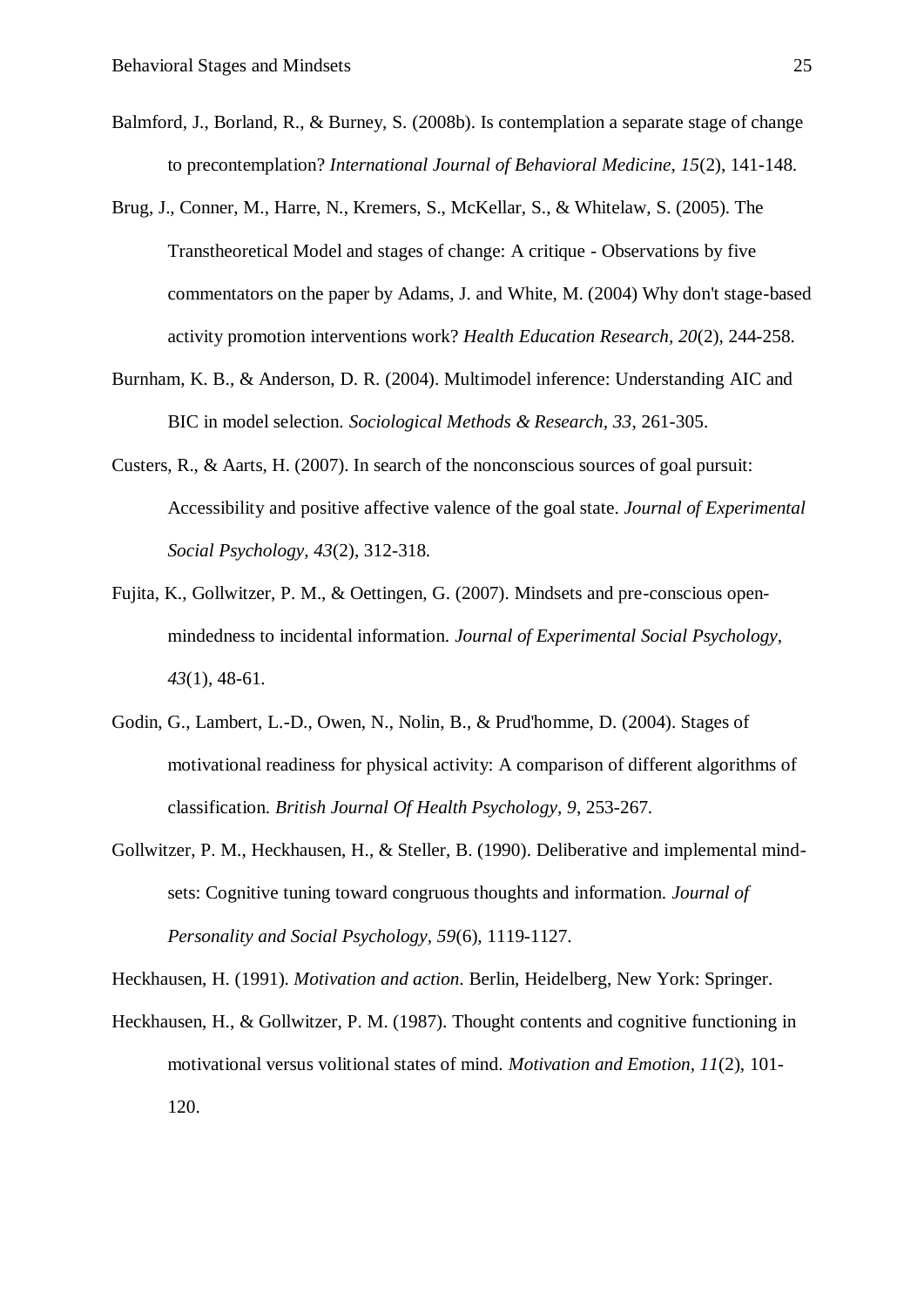Balmford, J., Borland, R., & Burney, S. (2008b). Is contemplation a separate stage of change to precontemplation? *International Journal of Behavioral Medicine, 15*(2), 141-148.

Brug, J., Conner, M., Harre, N., Kremers, S., McKellar, S., & Whitelaw, S. (2005). The Transtheoretical Model and stages of change: A critique - Observations by five commentators on the paper by Adams, J. and White, M. (2004) Why don't stage-based activity promotion interventions work? *Health Education Research, 20*(2), 244-258.

Burnham, K. B., & Anderson, D. R. (2004). Multimodel inference: Understanding AIC and BIC in model selection. *Sociological Methods & Research, 33*, 261-305.

Custers, R., & Aarts, H. (2007). In search of the nonconscious sources of goal pursuit: Accessibility and positive affective valence of the goal state. *Journal of Experimental Social Psychology, 43*(2), 312-318.

Fujita, K., Gollwitzer, P. M., & Oettingen, G. (2007). Mindsets and pre-conscious open-mindedness to incidental information. *Journal of Experimental Social Psychology, 43*(1), 48-61.

Godin, G., Lambert, L.-D., Owen, N., Nolin, B., & Prud'homme, D. (2004). Stages of motivational readiness for physical activity: A comparison of different algorithms of classification. *British Journal Of Health Psychology, 9*, 253-267.

Gollwitzer, P. M., Heckhausen, H., & Steller, B. (1990). Deliberative and implemental mind-sets: Cognitive tuning toward congruous thoughts and information. *Journal of Personality and Social Psychology, 59*(6), 1119-1127.

Heckhausen, H. (1991). *Motivation and action*. Berlin, Heidelberg, New York: Springer.

Heckhausen, H., & Gollwitzer, P. M. (1987). Thought contents and cognitive functioning in motivational versus volitional states of mind. *Motivation and Emotion, 11*(2), 101-120.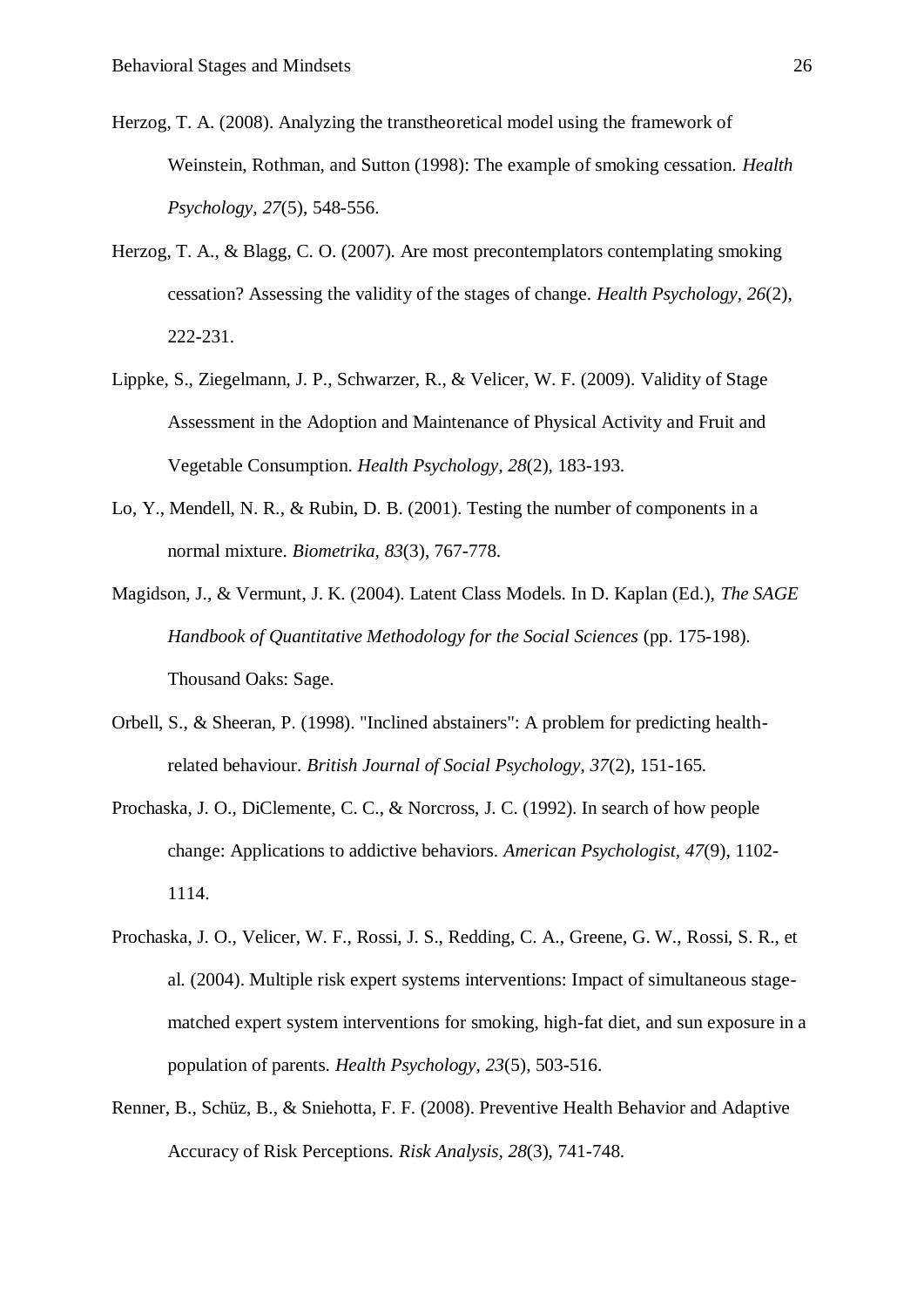Herzog, T. A. (2008). Analyzing the transtheoretical model using the framework of Weinstein, Rothman, and Sutton (1998): The example of smoking cessation. *Health Psychology, 27*(5), 548-556.

Herzog, T. A., & Blagg, C. O. (2007). Are most precontemplators contemplating smoking cessation? Assessing the validity of the stages of change. *Health Psychology, 26*(2), 222-231.

Lippke, S., Ziegelmann, J. P., Schwarzer, R., & Velicer, W. F. (2009). Validity of Stage Assessment in the Adoption and Maintenance of Physical Activity and Fruit and Vegetable Consumption. *Health Psychology, 28*(2), 183-193.

Lo, Y., Mendell, N. R., & Rubin, D. B. (2001). Testing the number of components in a normal mixture. *Biometrika, 83*(3), 767-778.

Magidson, J., & Vermunt, J. K. (2004). Latent Class Models. In D. Kaplan (Ed.), *The SAGE Handbook of Quantitative Methodology for the Social Sciences* (pp. 175-198). Thousand Oaks: Sage.

Orbell, S., & Sheeran, P. (1998). "Inclined abstainers": A problem for predicting health-related behaviour. *British Journal of Social Psychology, 37*(2), 151-165.

Prochaska, J. O., DiClemente, C. C., & Norcross, J. C. (1992). In search of how people change: Applications to addictive behaviors. *American Psychologist, 47*(9), 1102-1114.

Prochaska, J. O., Velicer, W. F., Rossi, J. S., Redding, C. A., Greene, G. W., Rossi, S. R., et al. (2004). Multiple risk expert systems interventions: Impact of simultaneous stage-matched expert system interventions for smoking, high-fat diet, and sun exposure in a population of parents. *Health Psychology, 23*(5), 503-516.

Renner, B., Schüz, B., & Sniehotta, F. F. (2008). Preventive Health Behavior and Adaptive Accuracy of Risk Perceptions. *Risk Analysis, 28*(3), 741-748.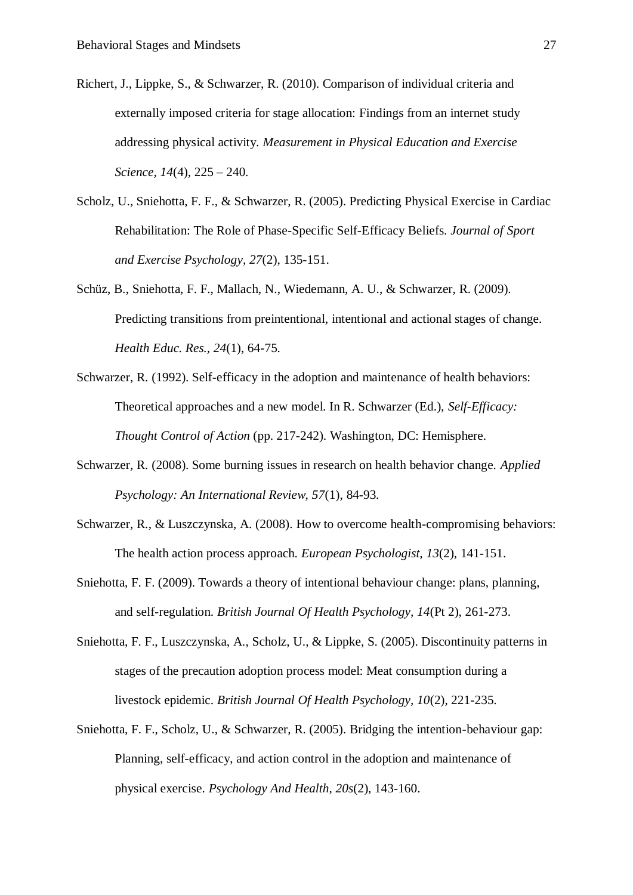Richert, J., Lippke, S., & Schwarzer, R. (2010). Comparison of individual criteria and externally imposed criteria for stage allocation: Findings from an internet study addressing physical activity. *Measurement in Physical Education and Exercise Science, 14*(4), 225 – 240.

Scholz, U., Sniehotta, F. F., & Schwarzer, R. (2005). Predicting Physical Exercise in Cardiac Rehabilitation: The Role of Phase-Specific Self-Efficacy Beliefs. *Journal of Sport and Exercise Psychology, 27*(2), 135-151.

Schüz, B., Sniehotta, F. F., Mallach, N., Wiedemann, A. U., & Schwarzer, R. (2009). Predicting transitions from preintentional, intentional and actional stages of change. *Health Educ. Res., 24*(1), 64-75.

Schwarzer, R. (1992). Self-efficacy in the adoption and maintenance of health behaviors: Theoretical approaches and a new model. In R. Schwarzer (Ed.), *Self-Efficacy: Thought Control of Action* (pp. 217-242). Washington, DC: Hemisphere.

Schwarzer, R. (2008). Some burning issues in research on health behavior change. *Applied Psychology: An International Review, 57*(1), 84-93.

Schwarzer, R., & Luszczynska, A. (2008). How to overcome health-compromising behaviors: The health action process approach. *European Psychologist, 13*(2), 141-151.

Sniehotta, F. F. (2009). Towards a theory of intentional behaviour change: plans, planning, and self-regulation. *British Journal Of Health Psychology, 14*(Pt 2), 261-273.

Sniehotta, F. F., Luszczynska, A., Scholz, U., & Lippke, S. (2005). Discontinuity patterns in stages of the precaution adoption process model: Meat consumption during a livestock epidemic. *British Journal Of Health Psychology, 10*(2), 221-235.

Sniehotta, F. F., Scholz, U., & Schwarzer, R. (2005). Bridging the intention-behaviour gap: Planning, self-efficacy, and action control in the adoption and maintenance of physical exercise. *Psychology And Health, 20s*(2), 143-160.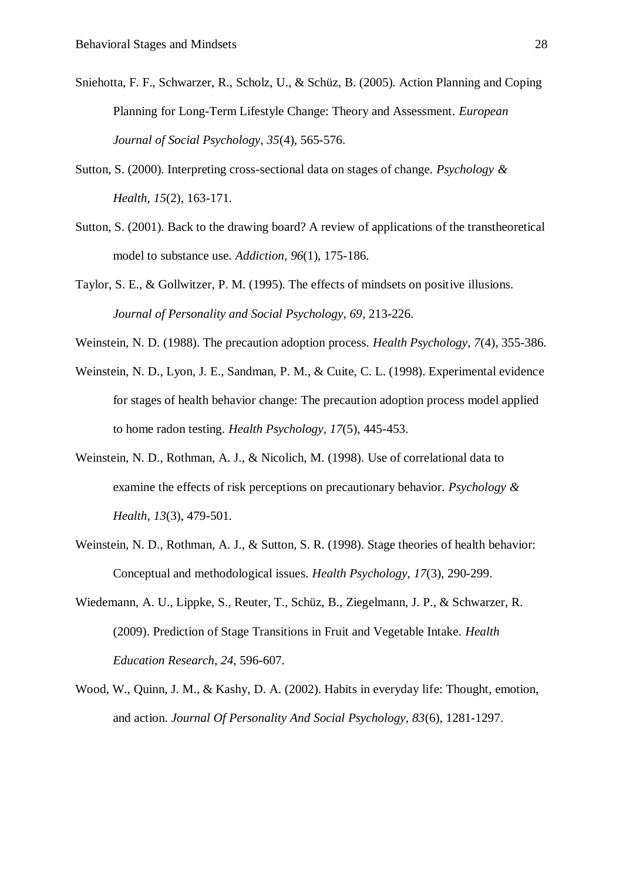Sniehotta, F. F., Schwarzer, R., Scholz, U., & Schüz, B. (2005). Action Planning and Coping Planning for Long-Term Lifestyle Change: Theory and Assessment. *European Journal of Social Psychology, 35*(4), 565-576.

Sutton, S. (2000). Interpreting cross-sectional data on stages of change. *Psychology & Health, 15*(2), 163-171.

Sutton, S. (2001). Back to the drawing board? A review of applications of the transtheoretical model to substance use. *Addiction, 96*(1), 175-186.

Taylor, S. E., & Gollwitzer, P. M. (1995). The effects of mindsets on positive illusions. *Journal of Personality and Social Psychology, 69*, 213-226.

Weinstein, N. D. (1988). The precaution adoption process. *Health Psychology, 7*(4), 355-386.

Weinstein, N. D., Lyon, J. E., Sandman, P. M., & Cuite, C. L. (1998). Experimental evidence for stages of health behavior change: The precaution adoption process model applied to home radon testing. *Health Psychology, 17*(5), 445-453.

Weinstein, N. D., Rothman, A. J., & Nicolich, M. (1998). Use of correlational data to examine the effects of risk perceptions on precautionary behavior. *Psychology & Health, 13*(3), 479-501.

Weinstein, N. D., Rothman, A. J., & Sutton, S. R. (1998). Stage theories of health behavior: Conceptual and methodological issues. *Health Psychology, 17*(3), 290-299.

Wiedemann, A. U., Lippke, S., Reuter, T., Schüz, B., Ziegelmann, J. P., & Schwarzer, R. (2009). Prediction of Stage Transitions in Fruit and Vegetable Intake. *Health Education Research, 24*, 596-607.

Wood, W., Quinn, J. M., & Kashy, D. A. (2002). Habits in everyday life: Thought, emotion, and action. *Journal Of Personality And Social Psychology, 83*(6), 1281-1297.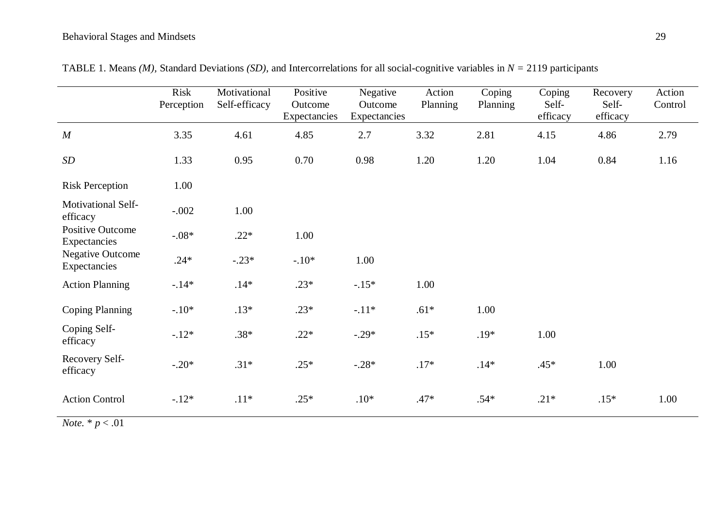TABLE 1. Means *(M)*, Standard Deviations *(SD)*, and Intercorrelations for all social-cognitive variables in $N$ = 2119 participants

| | Risk Perception | Motivational Self-efficacy | Positive Outcome Expectancies | Negative Outcome Expectancies | Action Planning | Coping Planning | Coping Self-efficacy | Recovery Self-efficacy | Action Control |
|---|---|---|---|---|---|---|---|---|---|
| *M* | 3.35 | 4.61 | 4.85 | 2.7 | 3.32 | 2.81 | 4.15 | 4.86 | 2.79 |
| *SD* | 1.33 | 0.95 | 0.70 | 0.98 | 1.20 | 1.20 | 1.04 | 0.84 | 1.16 |
| Risk Perception | 1.00 | | | | | | | | |
| Motivational Self-efficacy | -.002 | 1.00 | | | | | | | |
| Positive Outcome Expectancies | -.08* | .22* | 1.00 | | | | | | |
| Negative Outcome Expectancies | .24* | -.23* | -.10* | 1.00 | | | | | |
| Action Planning | -.14* | .14* | .23* | -.15* | 1.00 | | | | |
| Coping Planning | -.10* | .13* | .23* | -.11* | .61* | 1.00 | | | |
| Coping Self-efficacy | -.12* | .38* | .22* | -.29* | .15* | .19* | 1.00 | | |
| Recovery Self-efficacy | -.20* | .31* | .25* | -.28* | .17* | .14* | .45* | 1.00 | |
| Action Control | -.12* | .11* | .25* | .10* | .47* | .54* | .21* | .15* | 1.00 |

*Note.* * $p < .01$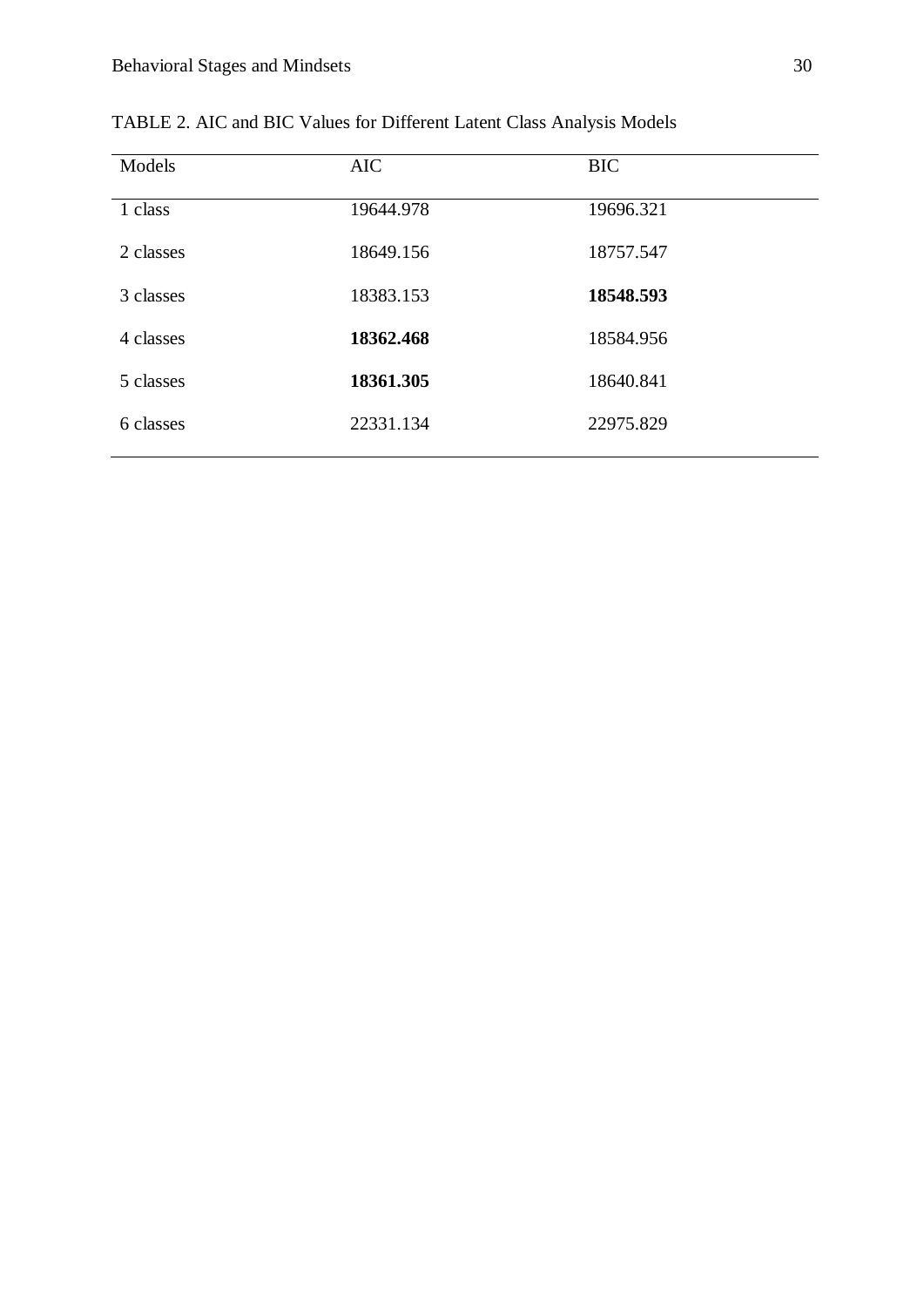TABLE 2. AIC and BIC Values for Different Latent Class Analysis Models

| Models | AIC | BIC |
|---|---|---|
| 1 class | 19644.978 | 19696.321 |
| 2 classes | 18649.156 | 18757.547 |
| 3 classes | 18383.153 | **18548.593** |
| 4 classes | **18362.468** | 18584.956 |
| 5 classes | **18361.305** | 18640.841 |
| 6 classes | 22331.134 | 22975.829 |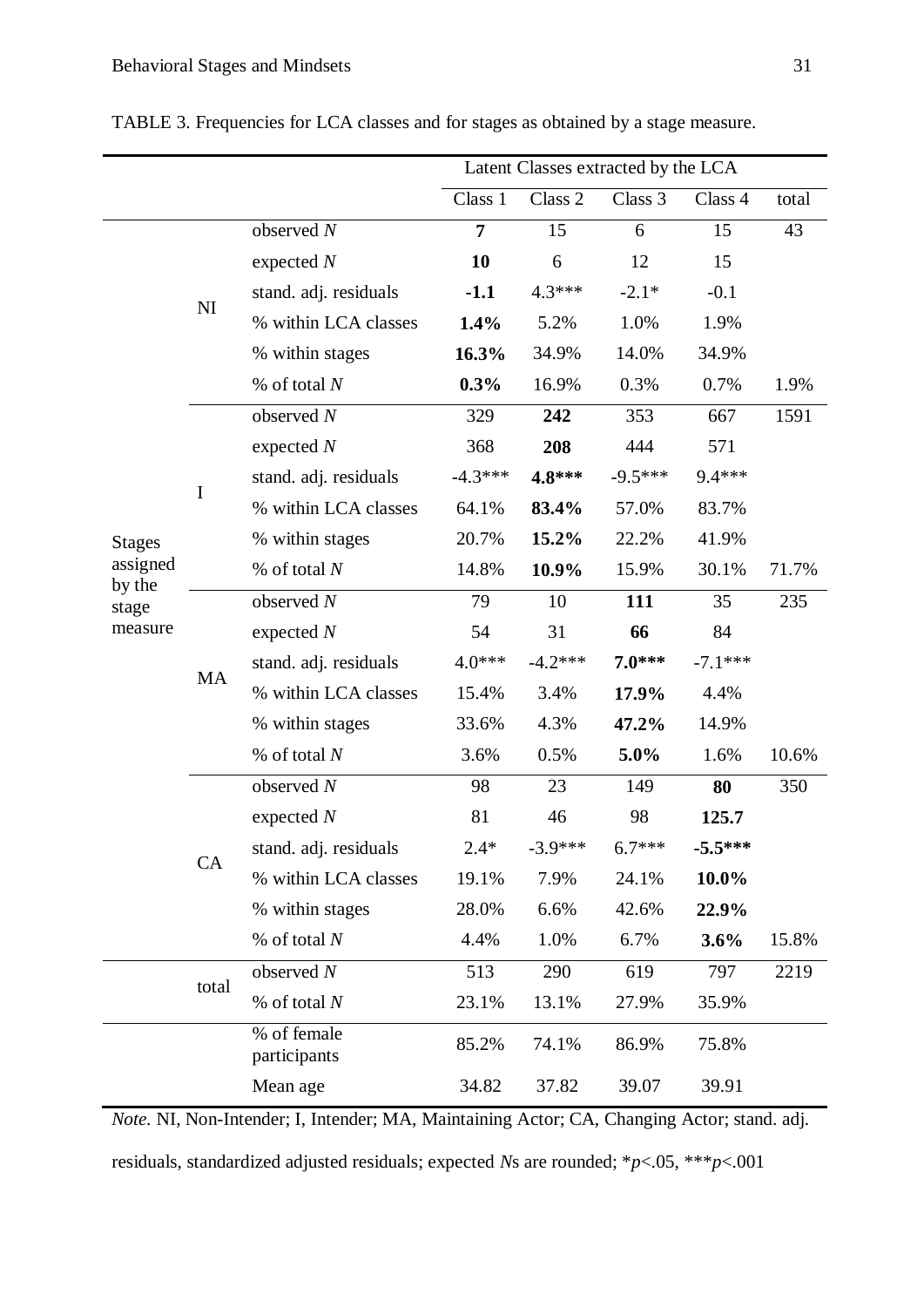TABLE 3. Frequencies for LCA classes and for stages as obtained by a stage measure.

| | | | Latent Classes extracted by the LCA | | | | |
|---|---|---|---|---|---|---|---|
| | | | Class 1 | Class 2 | Class 3 | Class 4 | total |
| Stages assigned by the stage measure | NI | observed *N* | **7** | 15 | 6 | 15 | 43 |
| | | expected *N* | **10** | 6 | 12 | 15 | |
| | | stand. adj. residuals | **-1.1** | 4.3*** | -2.1* | -0.1 | |
| | | % within LCA classes | **1.4%** | 5.2% | 1.0% | 1.9% | |
| | | % within stages | **16.3%** | 34.9% | 14.0% | 34.9% | |
| | | % of total *N* | **0.3%** | 16.9% | 0.3% | 0.7% | 1.9% |
| | I | observed *N* | 329 | **242** | 353 | 667 | 1591 |
| | | expected *N* | 368 | **208** | 444 | 571 | |
| | | stand. adj. residuals | -4.3*** | **4.8*** ** | -9.5*** | 9.4*** | |
| | | % within LCA classes | 64.1% | **83.4%** | 57.0% | 83.7% | |
| | | % within stages | 20.7% | **15.2%** | 22.2% | 41.9% | |
| | | % of total *N* | 14.8% | **10.9%** | 15.9% | 30.1% | 71.7% |
| | MA | observed *N* | 79 | 10 | **111** | 35 | 235 |
| | | expected *N* | 54 | 31 | **66** | 84 | |
| | | stand. adj. residuals | 4.0*** | -4.2*** | **7.0*** ** | -7.1*** | |
| | | % within LCA classes | 15.4% | 3.4% | **17.9%** | 4.4% | |
| | | % within stages | 33.6% | 4.3% | **47.2%** | 14.9% | |
| | | % of total *N* | 3.6% | 0.5% | **5.0%** | 1.6% | 10.6% |
| | CA | observed *N* | 98 | 23 | 149 | **80** | 350 |
| | | expected *N* | 81 | 46 | 98 | **125.7** | |
| | | stand. adj. residuals | 2.4* | -3.9*** | 6.7*** | **-5.5*** ** | |
| | | % within LCA classes | 19.1% | 7.9% | 24.1% | **10.0%** | |
| | | % within stages | 28.0% | 6.6% | 42.6% | **22.9%** | |
| | | % of total *N* | 4.4% | 1.0% | 6.7% | **3.6%** | 15.8% |
| | total | observed *N* | 513 | 290 | 619 | 797 | 2219 |
| | | % of total *N* | 23.1% | 13.1% | 27.9% | 35.9% | |
| | | % of female participants | 85.2% | 74.1% | 86.9% | 75.8% | |
| | | Mean age | 34.82 | 37.82 | 39.07 | 39.91 | |

*Note.* NI, Non-Intender; I, Intender; MA, Maintaining Actor; CA, Changing Actor; stand. adj. residuals, standardized adjusted residuals; expected *N*s are rounded; *$p$<.05, ***$p$<.001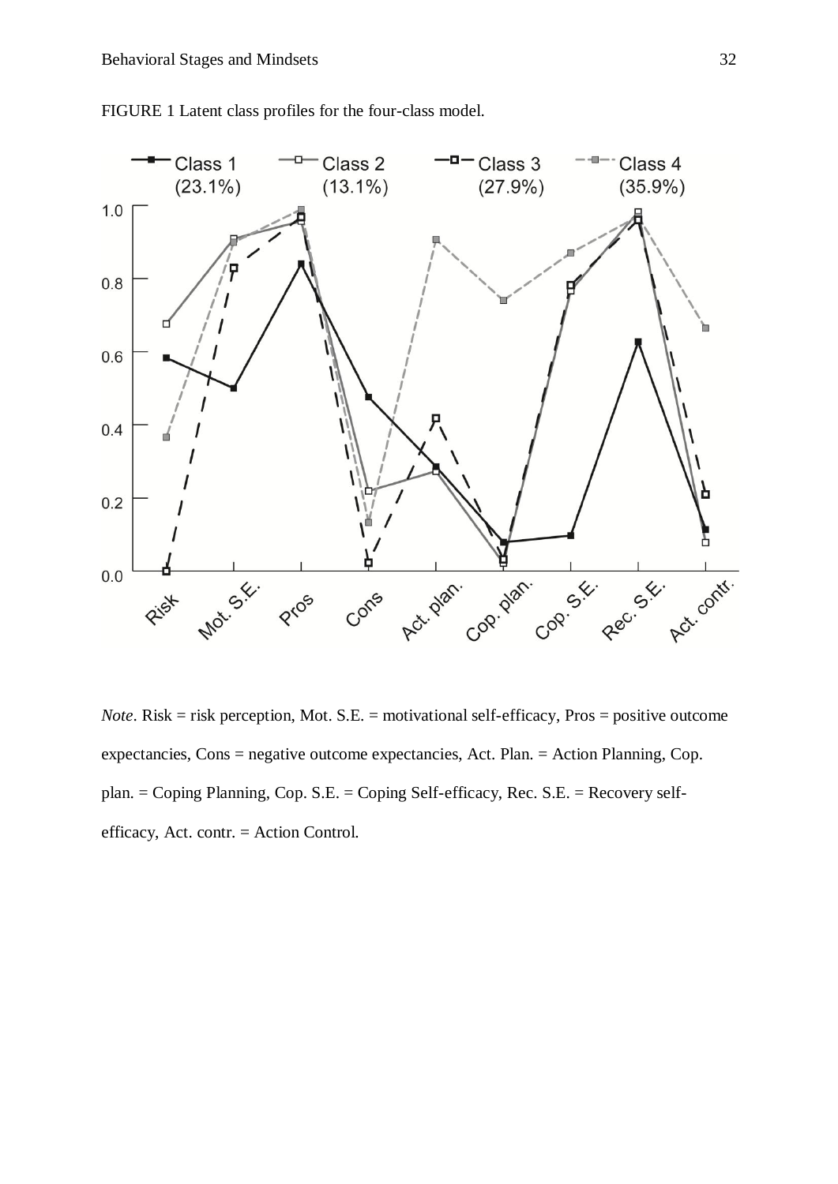FIGURE 1 Latent class profiles for the four-class model.

Class 1 (23.1%)
Class 2 (13.1%)
Class 3 (27.9%)
Class 4 (35.9%)

1.0
0.8
0.6
0.4
0.2
0.0

Risk
Mot. S.E.
Pros
Cons
Act. plan.
Cop. plan.
Cop. S.E.
Rec. S.E.
Act. contr.

*Note*. Risk = risk perception, Mot. S.E. = motivational self-efficacy, Pros = positive outcome expectancies, Cons = negative outcome expectancies, Act. Plan. = Action Planning, Cop. plan. = Coping Planning, Cop. S.E. = Coping Self-efficacy, Rec. S.E. = Recovery self-efficacy, Act. contr. = Action Control.